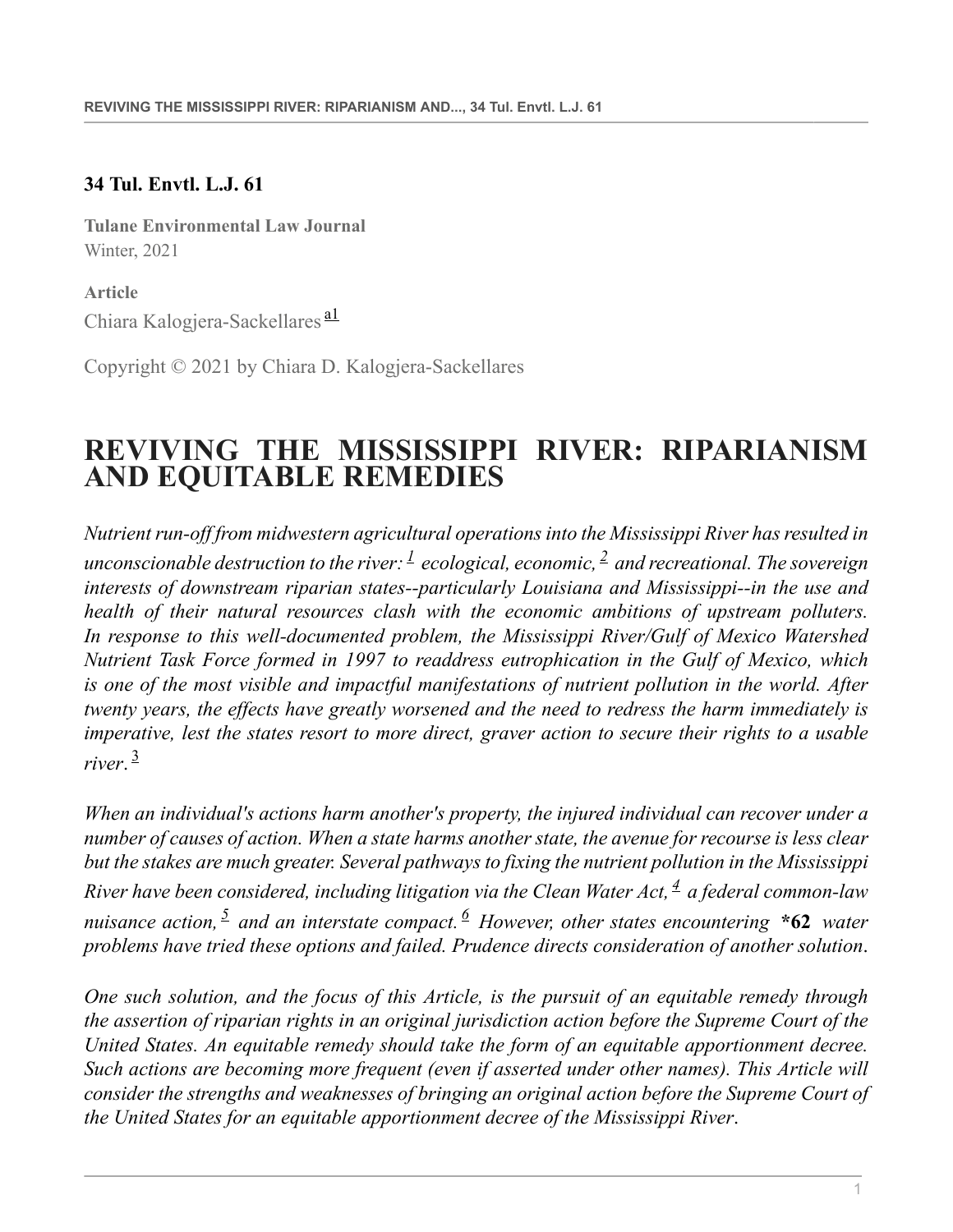**34 Tul. Envtl. L.J. 61**

**Tulane Environmental Law Journal**
Winter, 2021

**Article**
Chiara Kalogjera-Sackellares [a1]

Copyright © 2021 by Chiara D. Kalogjera-Sackellares

# REVIVING THE MISSISSIPPI RIVER: RIPARIANISM AND EQUITABLE REMEDIES

*Nutrient run-off from midwestern agricultural operations into the Mississippi River has resulted in unconscionable destruction to the river:* [1] *ecological, economic,* [2] *and recreational. The sovereign interests of downstream riparian states--particularly Louisiana and Mississippi--in the use and health of their natural resources clash with the economic ambitions of upstream polluters. In response to this well-documented problem, the Mississippi River/Gulf of Mexico Watershed Nutrient Task Force formed in 1997 to readdress eutrophication in the Gulf of Mexico, which is one of the most visible and impactful manifestations of nutrient pollution in the world. After twenty years, the effects have greatly worsened and the need to redress the harm immediately is imperative, lest the states resort to more direct, graver action to secure their rights to a usable river.* [3]

*When an individual's actions harm another's property, the injured individual can recover under a number of causes of action. When a state harms another state, the avenue for recourse is less clear but the stakes are much greater. Several pathways to fixing the nutrient pollution in the Mississippi River have been considered, including litigation via the Clean Water Act,* [4] *a federal common-law nuisance action,* [5] *and an interstate compact.* [6] *However, other states encountering* **\*62** *water problems have tried these options and failed. Prudence directs consideration of another solution.*

*One such solution, and the focus of this Article, is the pursuit of an equitable remedy through the assertion of riparian rights in an original jurisdiction action before the Supreme Court of the United States. An equitable remedy should take the form of an equitable apportionment decree. Such actions are becoming more frequent (even if asserted under other names). This Article will consider the strengths and weaknesses of bringing an original action before the Supreme Court of the United States for an equitable apportionment decree of the Mississippi River.*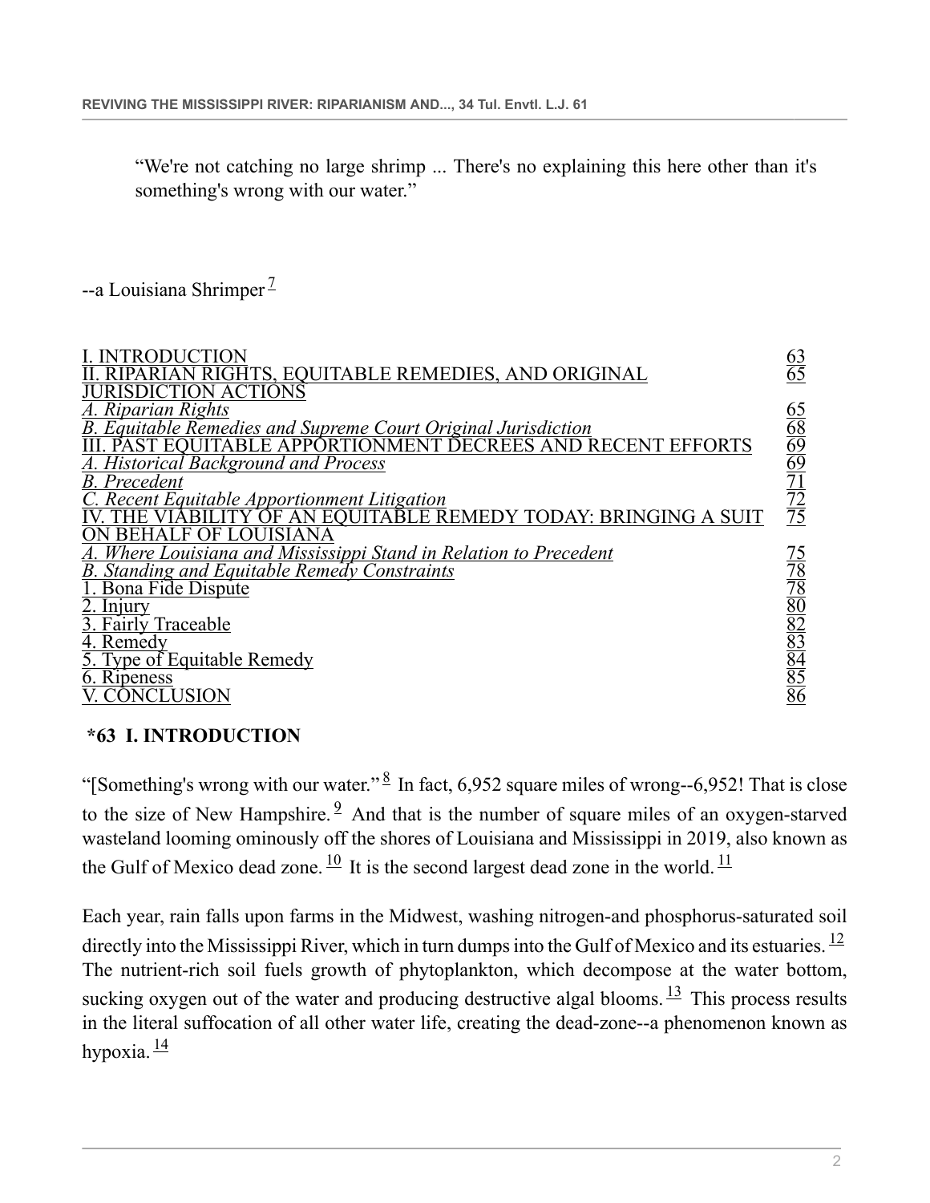> "We're not catching no large shrimp ... There's no explaining this here other than it's something's wrong with our water."

--a Louisiana Shrimper[7]

| | |
|---|---|
| I. INTRODUCTION | 63 |
| II. RIPARIAN RIGHTS, EQUITABLE REMEDIES, AND ORIGINAL JURISDICTION ACTIONS | 65 |
| *A. Riparian Rights* | 65 |
| *B. Equitable Remedies and Supreme Court Original Jurisdiction* | 68 |
| III. PAST EQUITABLE APPORTIONMENT DECREES AND RECENT EFFORTS | 69 |
| *A. Historical Background and Process* | 69 |
| *B. Precedent* | 71 |
| *C. Recent Equitable Apportionment Litigation* | 72 |
| IV. THE VIABILITY OF AN EQUITABLE REMEDY TODAY: BRINGING A SUIT ON BEHALF OF LOUISIANA | 75 |
| *A. Where Louisiana and Mississippi Stand in Relation to Precedent* | 75 |
| *B. Standing and Equitable Remedy Constraints* | 78 |
| 1. Bona Fide Dispute | 78 |
| 2. Injury | 80 |
| 3. Fairly Traceable | 82 |
| 4. Remedy | 83 |
| 5. Type of Equitable Remedy | 84 |
| 6. Ripeness | 85 |
| V. CONCLUSION | 86 |

## *63 I. INTRODUCTION

"[Something's wrong with our water."[8] In fact, 6,952 square miles of wrong--6,952! That is close to the size of New Hampshire.[9] And that is the number of square miles of an oxygen-starved wasteland looming ominously off the shores of Louisiana and Mississippi in 2019, also known as the Gulf of Mexico dead zone.[10] It is the second largest dead zone in the world.[11]

Each year, rain falls upon farms in the Midwest, washing nitrogen-and phosphorus-saturated soil directly into the Mississippi River, which in turn dumps into the Gulf of Mexico and its estuaries.[12] The nutrient-rich soil fuels growth of phytoplankton, which decompose at the water bottom, sucking oxygen out of the water and producing destructive algal blooms.[13] This process results in the literal suffocation of all other water life, creating the dead-zone--a phenomenon known as hypoxia.[14]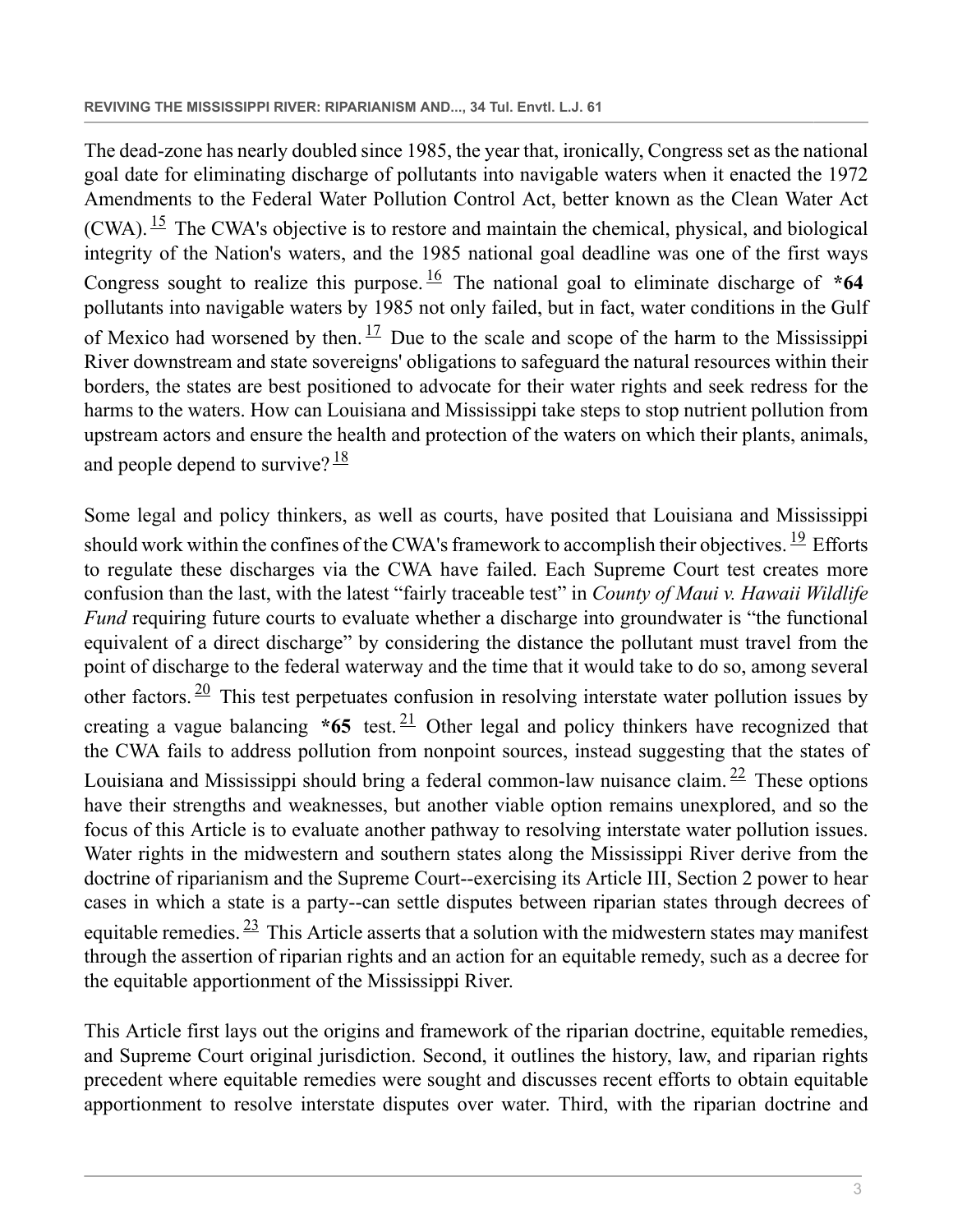The dead-zone has nearly doubled since 1985, the year that, ironically, Congress set as the national goal date for eliminating discharge of pollutants into navigable waters when it enacted the 1972 Amendments to the Federal Water Pollution Control Act, better known as the Clean Water Act (CWA).[15] The CWA's objective is to restore and maintain the chemical, physical, and biological integrity of the Nation's waters, and the 1985 national goal deadline was one of the first ways Congress sought to realize this purpose.[16] The national goal to eliminate discharge of **\*64** pollutants into navigable waters by 1985 not only failed, but in fact, water conditions in the Gulf of Mexico had worsened by then.[17] Due to the scale and scope of the harm to the Mississippi River downstream and state sovereigns' obligations to safeguard the natural resources within their borders, the states are best positioned to advocate for their water rights and seek redress for the harms to the waters. How can Louisiana and Mississippi take steps to stop nutrient pollution from upstream actors and ensure the health and protection of the waters on which their plants, animals, and people depend to survive?[18]

Some legal and policy thinkers, as well as courts, have posited that Louisiana and Mississippi should work within the confines of the CWA's framework to accomplish their objectives.[19] Efforts to regulate these discharges via the CWA have failed. Each Supreme Court test creates more confusion than the last, with the latest "fairly traceable test" in *County of Maui v. Hawaii Wildlife Fund* requiring future courts to evaluate whether a discharge into groundwater is "the functional equivalent of a direct discharge" by considering the distance the pollutant must travel from the point of discharge to the federal waterway and the time that it would take to do so, among several other factors.[20] This test perpetuates confusion in resolving interstate water pollution issues by creating a vague balancing **\*65** test.[21] Other legal and policy thinkers have recognized that the CWA fails to address pollution from nonpoint sources, instead suggesting that the states of Louisiana and Mississippi should bring a federal common-law nuisance claim.[22] These options have their strengths and weaknesses, but another viable option remains unexplored, and so the focus of this Article is to evaluate another pathway to resolving interstate water pollution issues. Water rights in the midwestern and southern states along the Mississippi River derive from the doctrine of riparianism and the Supreme Court--exercising its Article III, Section 2 power to hear cases in which a state is a party--can settle disputes between riparian states through decrees of equitable remedies.[23] This Article asserts that a solution with the midwestern states may manifest through the assertion of riparian rights and an action for an equitable remedy, such as a decree for the equitable apportionment of the Mississippi River.

This Article first lays out the origins and framework of the riparian doctrine, equitable remedies, and Supreme Court original jurisdiction. Second, it outlines the history, law, and riparian rights precedent where equitable remedies were sought and discusses recent efforts to obtain equitable apportionment to resolve interstate disputes over water. Third, with the riparian doctrine and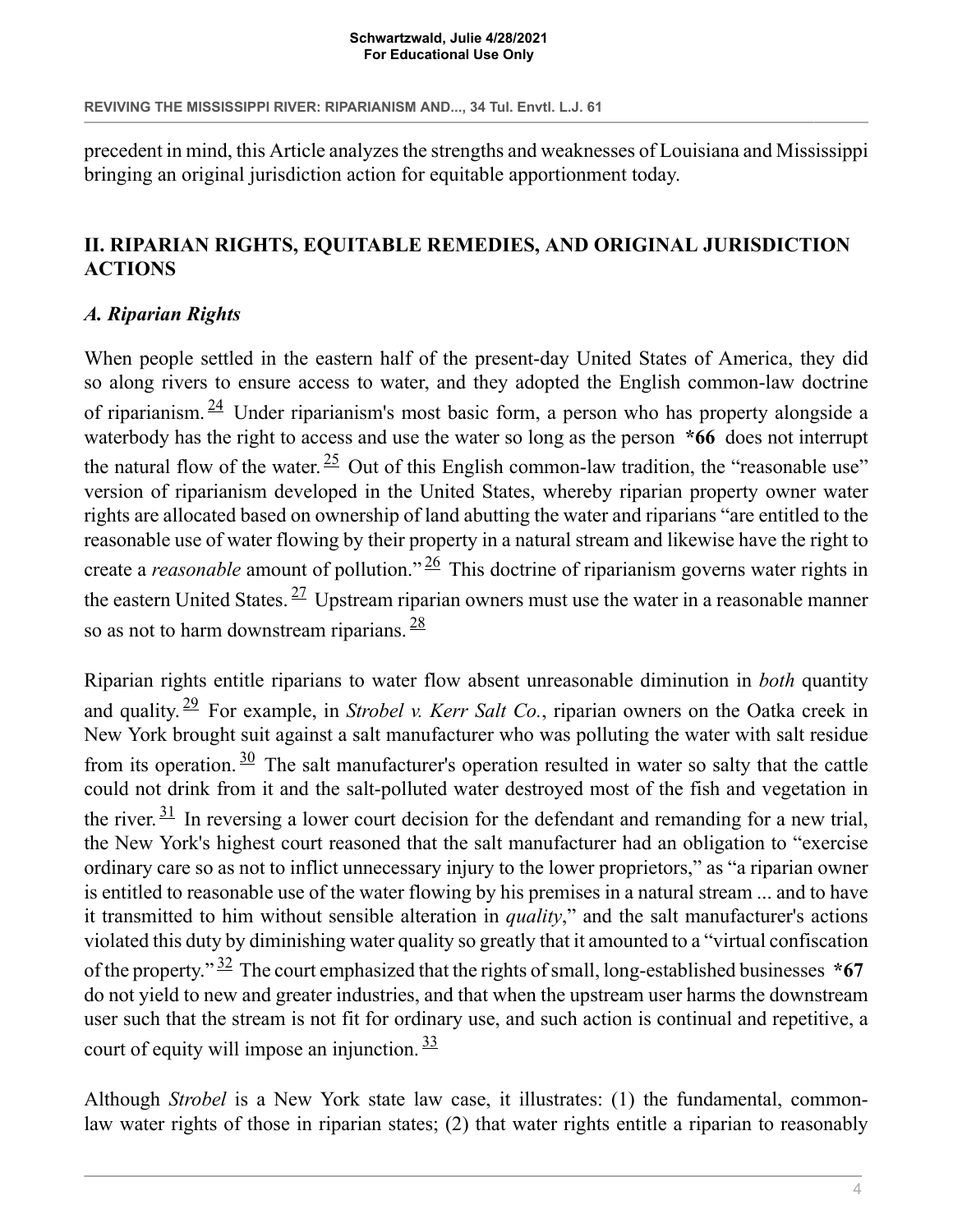precedent in mind, this Article analyzes the strengths and weaknesses of Louisiana and Mississippi bringing an original jurisdiction action for equitable apportionment today.

## II. RIPARIAN RIGHTS, EQUITABLE REMEDIES, AND ORIGINAL JURISDICTION ACTIONS

### *A. Riparian Rights*

When people settled in the eastern half of the present-day United States of America, they did so along rivers to ensure access to water, and they adopted the English common-law doctrine of riparianism.[24] Under riparianism's most basic form, a person who has property alongside a waterbody has the right to access and use the water so long as the person **\*66** does not interrupt the natural flow of the water.[25] Out of this English common-law tradition, the "reasonable use" version of riparianism developed in the United States, whereby riparian property owner water rights are allocated based on ownership of land abutting the water and riparians "are entitled to the reasonable use of water flowing by their property in a natural stream and likewise have the right to create a *reasonable* amount of pollution."[26] This doctrine of riparianism governs water rights in the eastern United States.[27] Upstream riparian owners must use the water in a reasonable manner so as not to harm downstream riparians.[28]

Riparian rights entitle riparians to water flow absent unreasonable diminution in *both* quantity and quality.[29] For example, in *Strobel v. Kerr Salt Co.*, riparian owners on the Oatka creek in New York brought suit against a salt manufacturer who was polluting the water with salt residue from its operation.[30] The salt manufacturer's operation resulted in water so salty that the cattle could not drink from it and the salt-polluted water destroyed most of the fish and vegetation in the river.[31] In reversing a lower court decision for the defendant and remanding for a new trial, the New York's highest court reasoned that the salt manufacturer had an obligation to "exercise ordinary care so as not to inflict unnecessary injury to the lower proprietors," as "a riparian owner is entitled to reasonable use of the water flowing by his premises in a natural stream ... and to have it transmitted to him without sensible alteration in *quality*," and the salt manufacturer's actions violated this duty by diminishing water quality so greatly that it amounted to a "virtual confiscation of the property."[32] The court emphasized that the rights of small, long-established businesses **\*67** do not yield to new and greater industries, and that when the upstream user harms the downstream user such that the stream is not fit for ordinary use, and such action is continual and repetitive, a court of equity will impose an injunction.[33]

Although *Strobel* is a New York state law case, it illustrates: (1) the fundamental, common-law water rights of those in riparian states; (2) that water rights entitle a riparian to reasonably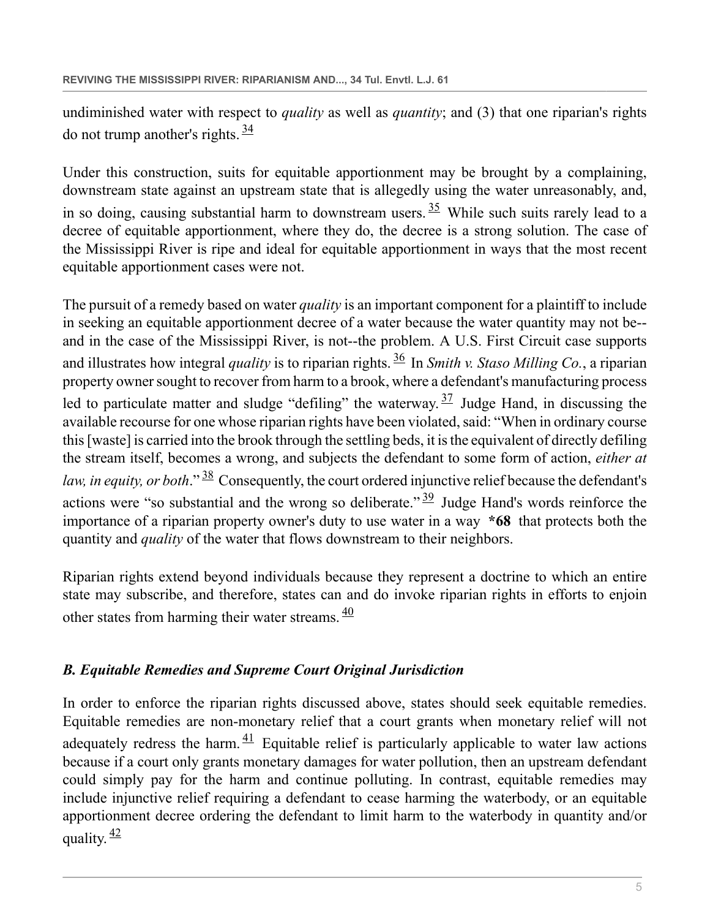undiminished water with respect to *quality* as well as *quantity*; and (3) that one riparian's rights do not trump another's rights. [34]

Under this construction, suits for equitable apportionment may be brought by a complaining, downstream state against an upstream state that is allegedly using the water unreasonably, and, in so doing, causing substantial harm to downstream users. [35] While such suits rarely lead to a decree of equitable apportionment, where they do, the decree is a strong solution. The case of the Mississippi River is ripe and ideal for equitable apportionment in ways that the most recent equitable apportionment cases were not.

The pursuit of a remedy based on water *quality* is an important component for a plaintiff to include in seeking an equitable apportionment decree of a water because the water quantity may not be--and in the case of the Mississippi River, is not--the problem. A U.S. First Circuit case supports and illustrates how integral *quality* is to riparian rights. [36] In *Smith v. Staso Milling Co.*, a riparian property owner sought to recover from harm to a brook, where a defendant's manufacturing process led to particulate matter and sludge "defiling" the waterway. [37] Judge Hand, in discussing the available recourse for one whose riparian rights have been violated, said: "When in ordinary course this [waste] is carried into the brook through the settling beds, it is the equivalent of directly defiling the stream itself, becomes a wrong, and subjects the defendant to some form of action, *either at law, in equity, or both*." [38] Consequently, the court ordered injunctive relief because the defendant's actions were "so substantial and the wrong so deliberate." [39] Judge Hand's words reinforce the importance of a riparian property owner's duty to use water in a way **\*68** that protects both the quantity and *quality* of the water that flows downstream to their neighbors.

Riparian rights extend beyond individuals because they represent a doctrine to which an entire state may subscribe, and therefore, states can and do invoke riparian rights in efforts to enjoin other states from harming their water streams. [40]

### *B. Equitable Remedies and Supreme Court Original Jurisdiction*

In order to enforce the riparian rights discussed above, states should seek equitable remedies. Equitable remedies are non-monetary relief that a court grants when monetary relief will not adequately redress the harm. [41] Equitable relief is particularly applicable to water law actions because if a court only grants monetary damages for water pollution, then an upstream defendant could simply pay for the harm and continue polluting. In contrast, equitable remedies may include injunctive relief requiring a defendant to cease harming the waterbody, or an equitable apportionment decree ordering the defendant to limit harm to the waterbody in quantity and/or quality. [42]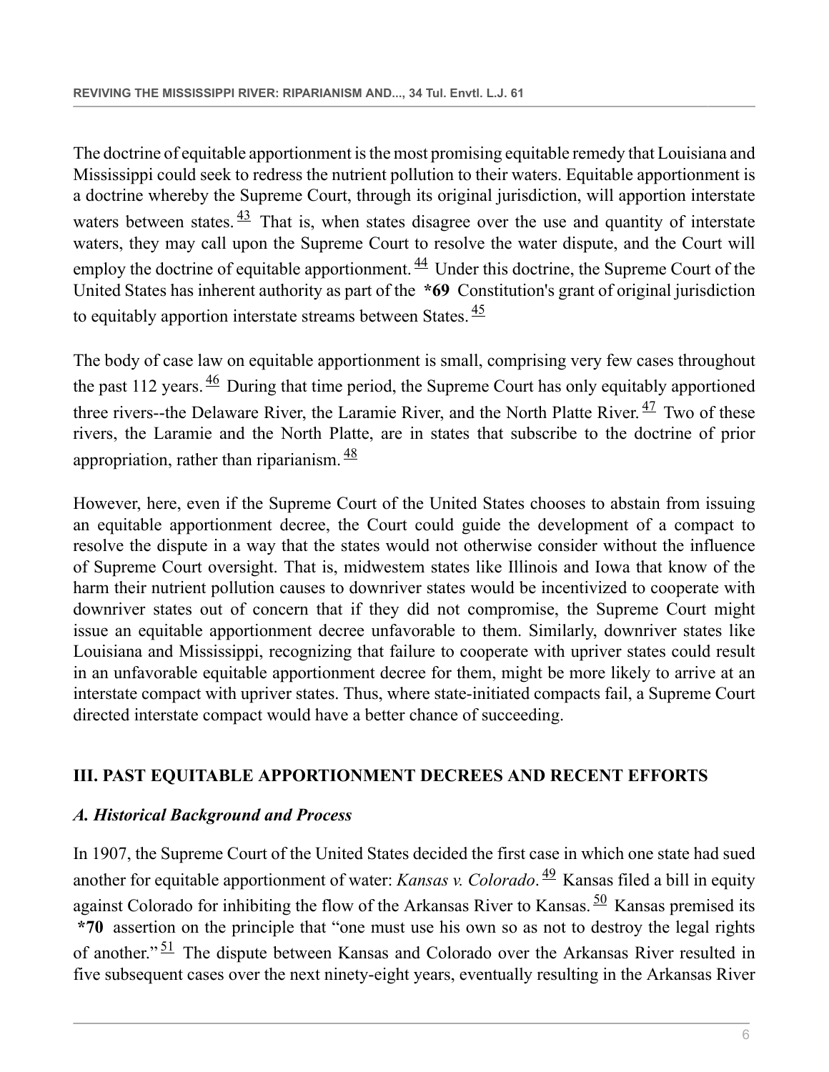The doctrine of equitable apportionment is the most promising equitable remedy that Louisiana and Mississippi could seek to redress the nutrient pollution to their waters. Equitable apportionment is a doctrine whereby the Supreme Court, through its original jurisdiction, will apportion interstate waters between states.[43] That is, when states disagree over the use and quantity of interstate waters, they may call upon the Supreme Court to resolve the water dispute, and the Court will employ the doctrine of equitable apportionment.[44] Under this doctrine, the Supreme Court of the United States has inherent authority as part of the **\*69** Constitution's grant of original jurisdiction to equitably apportion interstate streams between States.[45]

The body of case law on equitable apportionment is small, comprising very few cases throughout the past 112 years.[46] During that time period, the Supreme Court has only equitably apportioned three rivers--the Delaware River, the Laramie River, and the North Platte River.[47] Two of these rivers, the Laramie and the North Platte, are in states that subscribe to the doctrine of prior appropriation, rather than riparianism.[48]

However, here, even if the Supreme Court of the United States chooses to abstain from issuing an equitable apportionment decree, the Court could guide the development of a compact to resolve the dispute in a way that the states would not otherwise consider without the influence of Supreme Court oversight. That is, midwestem states like Illinois and Iowa that know of the harm their nutrient pollution causes to downriver states would be incentivized to cooperate with downriver states out of concern that if they did not compromise, the Supreme Court might issue an equitable apportionment decree unfavorable to them. Similarly, downriver states like Louisiana and Mississippi, recognizing that failure to cooperate with upriver states could result in an unfavorable equitable apportionment decree for them, might be more likely to arrive at an interstate compact with upriver states. Thus, where state-initiated compacts fail, a Supreme Court directed interstate compact would have a better chance of succeeding.

## III. PAST EQUITABLE APPORTIONMENT DECREES AND RECENT EFFORTS

### *A. Historical Background and Process*

In 1907, the Supreme Court of the United States decided the first case in which one state had sued another for equitable apportionment of water: *Kansas v. Colorado*.[49] Kansas filed a bill in equity against Colorado for inhibiting the flow of the Arkansas River to Kansas.[50] Kansas premised its **\*70** assertion on the principle that "one must use his own so as not to destroy the legal rights of another."[51] The dispute between Kansas and Colorado over the Arkansas River resulted in five subsequent cases over the next ninety-eight years, eventually resulting in the Arkansas River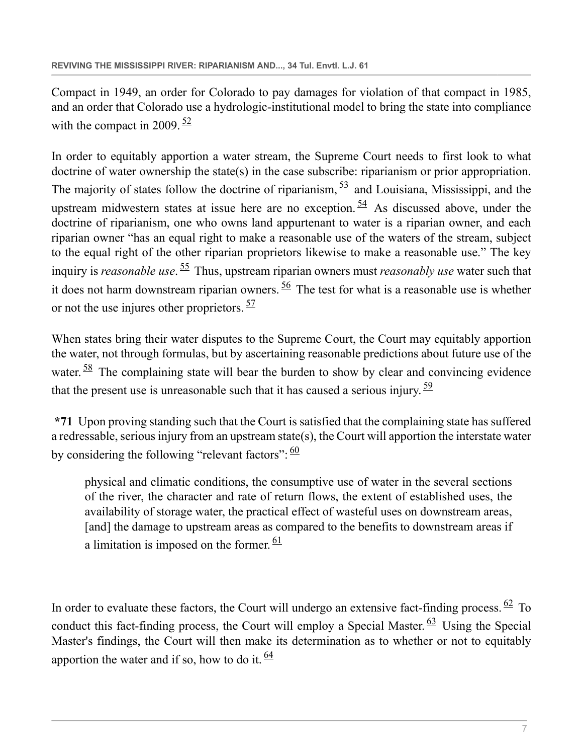Compact in 1949, an order for Colorado to pay damages for violation of that compact in 1985, and an order that Colorado use a hydrologic-institutional model to bring the state into compliance with the compact in 2009. [52]

In order to equitably apportion a water stream, the Supreme Court needs to first look to what doctrine of water ownership the state(s) in the case subscribe: riparianism or prior appropriation. The majority of states follow the doctrine of riparianism, [53] and Louisiana, Mississippi, and the upstream midwestern states at issue here are no exception. [54] As discussed above, under the doctrine of riparianism, one who owns land appurtenant to water is a riparian owner, and each riparian owner "has an equal right to make a reasonable use of the waters of the stream, subject to the equal right of the other riparian proprietors likewise to make a reasonable use." The key inquiry is *reasonable use*. [55] Thus, upstream riparian owners must *reasonably use* water such that it does not harm downstream riparian owners. [56] The test for what is a reasonable use is whether or not the use injures other proprietors. [57]

When states bring their water disputes to the Supreme Court, the Court may equitably apportion the water, not through formulas, but by ascertaining reasonable predictions about future use of the water. [58] The complaining state will bear the burden to show by clear and convincing evidence that the present use is unreasonable such that it has caused a serious injury. [59]

**\*71** Upon proving standing such that the Court is satisfied that the complaining state has suffered a redressable, serious injury from an upstream state(s), the Court will apportion the interstate water by considering the following "relevant factors": [60]

> physical and climatic conditions, the consumptive use of water in the several sections of the river, the character and rate of return flows, the extent of established uses, the availability of storage water, the practical effect of wasteful uses on downstream areas, [and] the damage to upstream areas as compared to the benefits to downstream areas if a limitation is imposed on the former. [61]

In order to evaluate these factors, the Court will undergo an extensive fact-finding process. [62] To conduct this fact-finding process, the Court will employ a Special Master. [63] Using the Special Master's findings, the Court will then make its determination as to whether or not to equitably apportion the water and if so, how to do it. [64]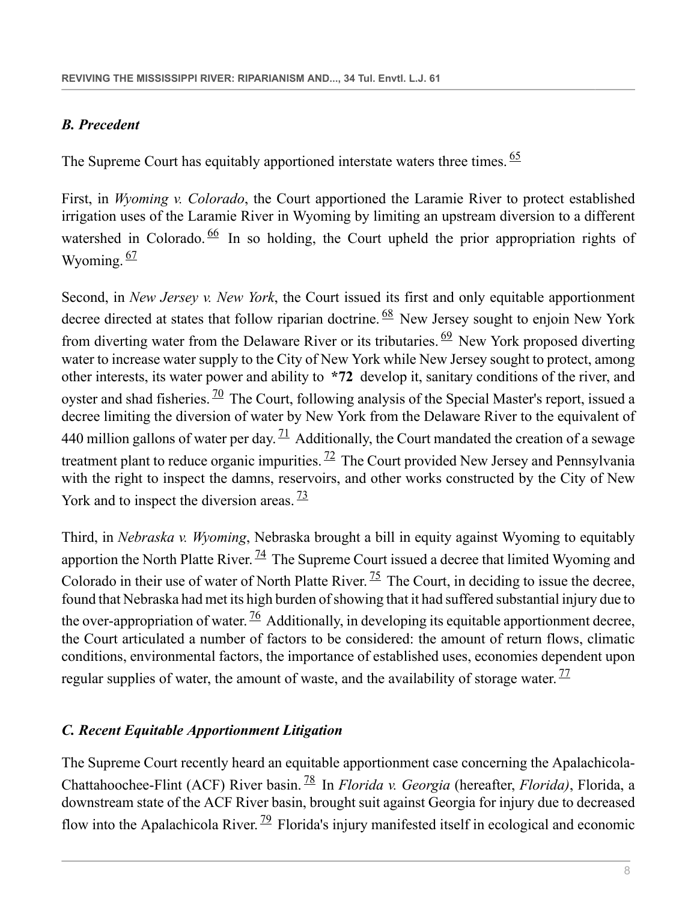### *B. Precedent*

The Supreme Court has equitably apportioned interstate waters three times.[65]

First, in *Wyoming v. Colorado*, the Court apportioned the Laramie River to protect established irrigation uses of the Laramie River in Wyoming by limiting an upstream diversion to a different watershed in Colorado.[66] In so holding, the Court upheld the prior appropriation rights of Wyoming.[67]

Second, in *New Jersey v. New York*, the Court issued its first and only equitable apportionment decree directed at states that follow riparian doctrine.[68] New Jersey sought to enjoin New York from diverting water from the Delaware River or its tributaries.[69] New York proposed diverting water to increase water supply to the City of New York while New Jersey sought to protect, among other interests, its water power and ability to **\*72** develop it, sanitary conditions of the river, and oyster and shad fisheries.[70] The Court, following analysis of the Special Master's report, issued a decree limiting the diversion of water by New York from the Delaware River to the equivalent of 440 million gallons of water per day.[71] Additionally, the Court mandated the creation of a sewage treatment plant to reduce organic impurities.[72] The Court provided New Jersey and Pennsylvania with the right to inspect the damns, reservoirs, and other works constructed by the City of New York and to inspect the diversion areas.[73]

Third, in *Nebraska v. Wyoming*, Nebraska brought a bill in equity against Wyoming to equitably apportion the North Platte River.[74] The Supreme Court issued a decree that limited Wyoming and Colorado in their use of water of North Platte River.[75] The Court, in deciding to issue the decree, found that Nebraska had met its high burden of showing that it had suffered substantial injury due to the over-appropriation of water.[76] Additionally, in developing its equitable apportionment decree, the Court articulated a number of factors to be considered: the amount of return flows, climatic conditions, environmental factors, the importance of established uses, economies dependent upon regular supplies of water, the amount of waste, and the availability of storage water.[77]

### *C. Recent Equitable Apportionment Litigation*

The Supreme Court recently heard an equitable apportionment case concerning the Apalachicola-Chattahoochee-Flint (ACF) River basin.[78] In *Florida v. Georgia* (hereafter, *Florida)*, Florida, a downstream state of the ACF River basin, brought suit against Georgia for injury due to decreased flow into the Apalachicola River.[79] Florida's injury manifested itself in ecological and economic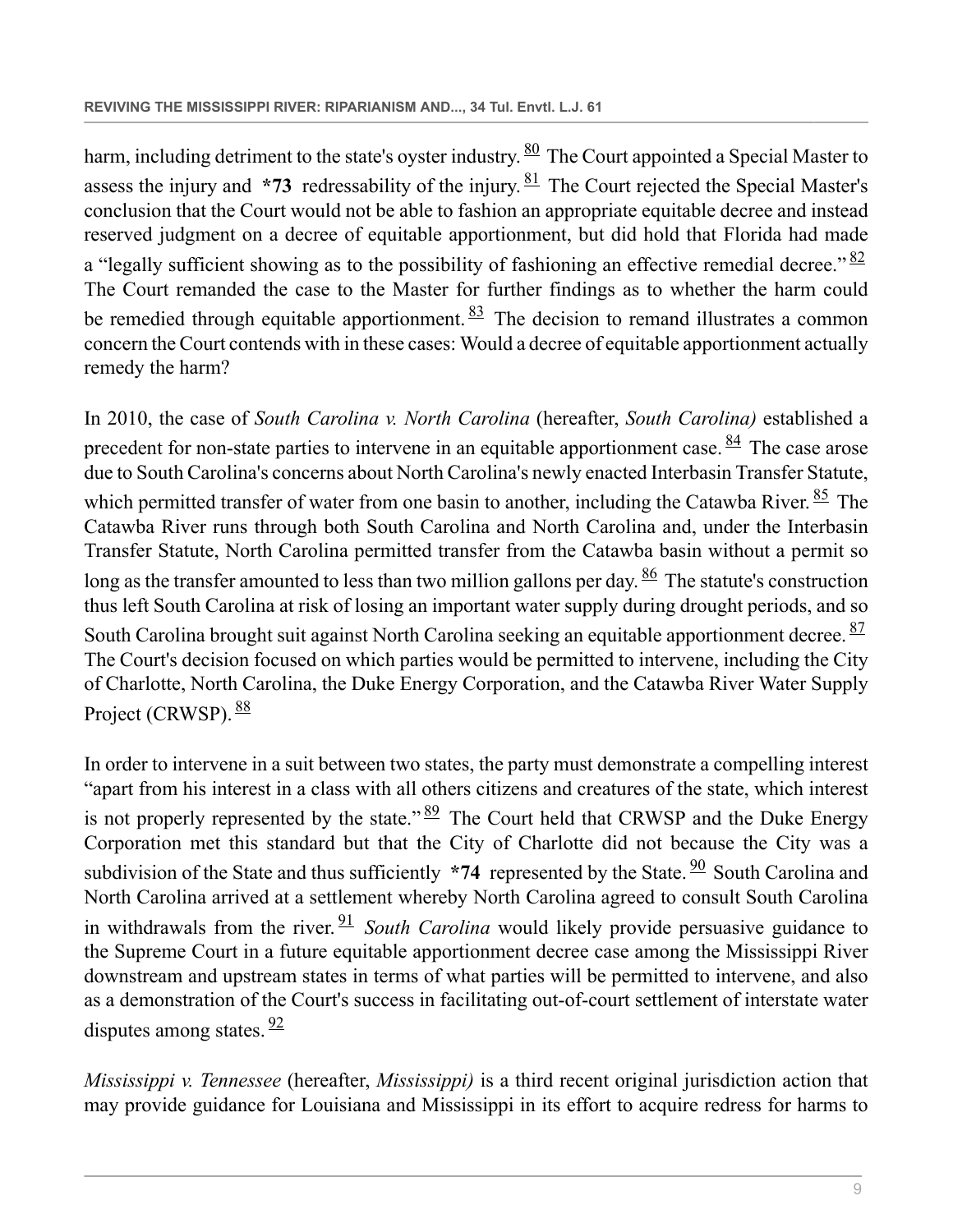harm, including detriment to the state's oyster industry.[80] The Court appointed a Special Master to assess the injury and **\*73** redressability of the injury.[81] The Court rejected the Special Master's conclusion that the Court would not be able to fashion an appropriate equitable decree and instead reserved judgment on a decree of equitable apportionment, but did hold that Florida had made a "legally sufficient showing as to the possibility of fashioning an effective remedial decree."[82] The Court remanded the case to the Master for further findings as to whether the harm could be remedied through equitable apportionment.[83] The decision to remand illustrates a common concern the Court contends with in these cases: Would a decree of equitable apportionment actually remedy the harm?

In 2010, the case of *South Carolina v. North Carolina* (hereafter, *South Carolina)* established a precedent for non-state parties to intervene in an equitable apportionment case.[84] The case arose due to South Carolina's concerns about North Carolina's newly enacted Interbasin Transfer Statute, which permitted transfer of water from one basin to another, including the Catawba River.[85] The Catawba River runs through both South Carolina and North Carolina and, under the Interbasin Transfer Statute, North Carolina permitted transfer from the Catawba basin without a permit so long as the transfer amounted to less than two million gallons per day.[86] The statute's construction thus left South Carolina at risk of losing an important water supply during drought periods, and so South Carolina brought suit against North Carolina seeking an equitable apportionment decree.[87] The Court's decision focused on which parties would be permitted to intervene, including the City of Charlotte, North Carolina, the Duke Energy Corporation, and the Catawba River Water Supply Project (CRWSP).[88]

In order to intervene in a suit between two states, the party must demonstrate a compelling interest "apart from his interest in a class with all others citizens and creatures of the state, which interest is not properly represented by the state."[89] The Court held that CRWSP and the Duke Energy Corporation met this standard but that the City of Charlotte did not because the City was a subdivision of the State and thus sufficiently **\*74** represented by the State.[90] South Carolina and North Carolina arrived at a settlement whereby North Carolina agreed to consult South Carolina in withdrawals from the river.[91] *South Carolina* would likely provide persuasive guidance to the Supreme Court in a future equitable apportionment decree case among the Mississippi River downstream and upstream states in terms of what parties will be permitted to intervene, and also as a demonstration of the Court's success in facilitating out-of-court settlement of interstate water disputes among states.[92]

*Mississippi v. Tennessee* (hereafter, *Mississippi)* is a third recent original jurisdiction action that may provide guidance for Louisiana and Mississippi in its effort to acquire redress for harms to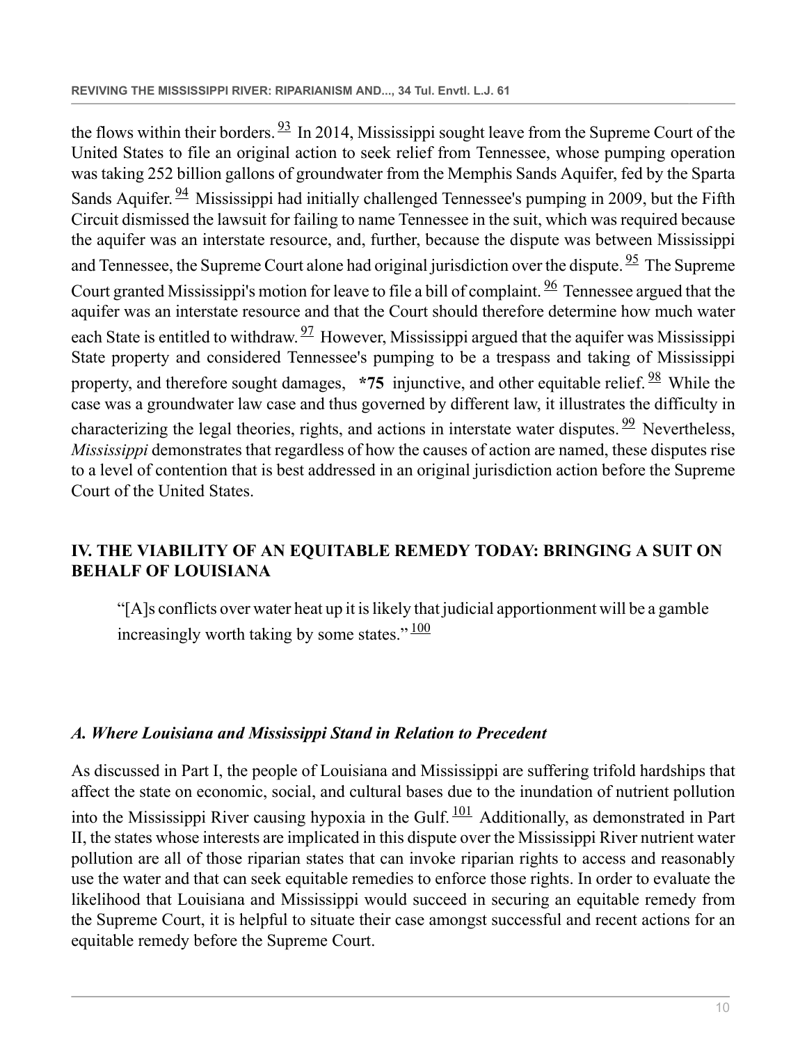the flows within their borders.[93] In 2014, Mississippi sought leave from the Supreme Court of the United States to file an original action to seek relief from Tennessee, whose pumping operation was taking 252 billion gallons of groundwater from the Memphis Sands Aquifer, fed by the Sparta Sands Aquifer.[94] Mississippi had initially challenged Tennessee's pumping in 2009, but the Fifth Circuit dismissed the lawsuit for failing to name Tennessee in the suit, which was required because the aquifer was an interstate resource, and, further, because the dispute was between Mississippi and Tennessee, the Supreme Court alone had original jurisdiction over the dispute.[95] The Supreme Court granted Mississippi's motion for leave to file a bill of complaint.[96] Tennessee argued that the aquifer was an interstate resource and that the Court should therefore determine how much water each State is entitled to withdraw.[97] However, Mississippi argued that the aquifer was Mississippi State property and considered Tennessee's pumping to be a trespass and taking of Mississippi property, and therefore sought damages, **\*75** injunctive, and other equitable relief.[98] While the case was a groundwater law case and thus governed by different law, it illustrates the difficulty in characterizing the legal theories, rights, and actions in interstate water disputes.[99] Nevertheless, *Mississippi* demonstrates that regardless of how the causes of action are named, these disputes rise to a level of contention that is best addressed in an original jurisdiction action before the Supreme Court of the United States.

## IV. THE VIABILITY OF AN EQUITABLE REMEDY TODAY: BRINGING A SUIT ON BEHALF OF LOUISIANA

> "[A]s conflicts over water heat up it is likely that judicial apportionment will be a gamble increasingly worth taking by some states."[100]

### *A. Where Louisiana and Mississippi Stand in Relation to Precedent*

As discussed in Part I, the people of Louisiana and Mississippi are suffering trifold hardships that affect the state on economic, social, and cultural bases due to the inundation of nutrient pollution into the Mississippi River causing hypoxia in the Gulf.[101] Additionally, as demonstrated in Part II, the states whose interests are implicated in this dispute over the Mississippi River nutrient water pollution are all of those riparian states that can invoke riparian rights to access and reasonably use the water and that can seek equitable remedies to enforce those rights. In order to evaluate the likelihood that Louisiana and Mississippi would succeed in securing an equitable remedy from the Supreme Court, it is helpful to situate their case amongst successful and recent actions for an equitable remedy before the Supreme Court.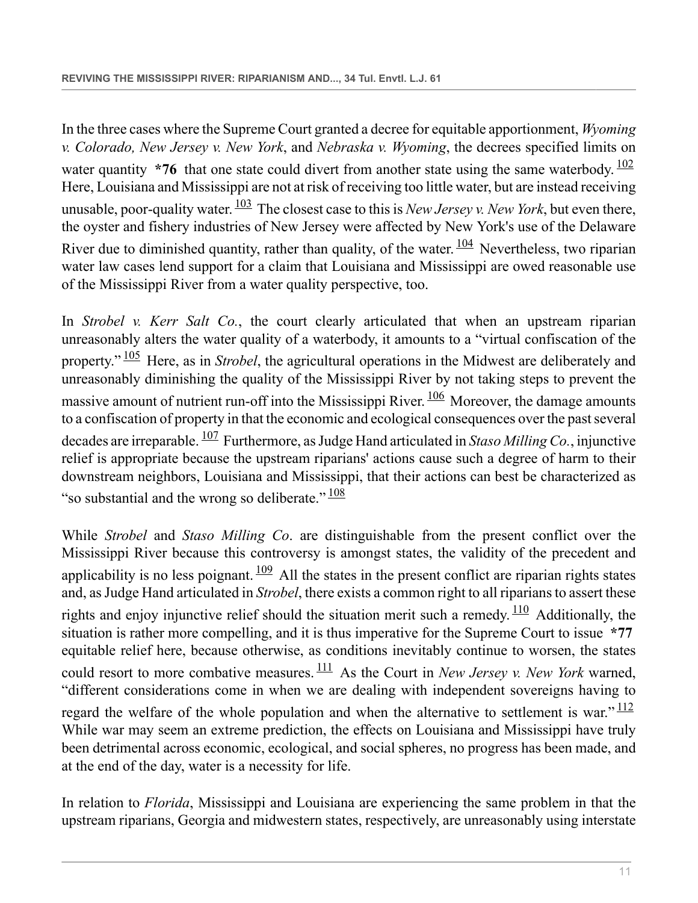In the three cases where the Supreme Court granted a decree for equitable apportionment, *Wyoming v. Colorado, New Jersey v. New York*, and *Nebraska v. Wyoming*, the decrees specified limits on water quantity **\*76** that one state could divert from another state using the same waterbody.[102] Here, Louisiana and Mississippi are not at risk of receiving too little water, but are instead receiving unusable, poor-quality water.[103] The closest case to this is *New Jersey v. New York*, but even there, the oyster and fishery industries of New Jersey were affected by New York's use of the Delaware River due to diminished quantity, rather than quality, of the water.[104] Nevertheless, two riparian water law cases lend support for a claim that Louisiana and Mississippi are owed reasonable use of the Mississippi River from a water quality perspective, too.

In *Strobel v. Kerr Salt Co.*, the court clearly articulated that when an upstream riparian unreasonably alters the water quality of a waterbody, it amounts to a "virtual confiscation of the property."[105] Here, as in *Strobel*, the agricultural operations in the Midwest are deliberately and unreasonably diminishing the quality of the Mississippi River by not taking steps to prevent the massive amount of nutrient run-off into the Mississippi River.[106] Moreover, the damage amounts to a confiscation of property in that the economic and ecological consequences over the past several decades are irreparable.[107] Furthermore, as Judge Hand articulated in *Staso Milling Co.*, injunctive relief is appropriate because the upstream riparians' actions cause such a degree of harm to their downstream neighbors, Louisiana and Mississippi, that their actions can best be characterized as "so substantial and the wrong so deliberate."[108]

While *Strobel* and *Staso Milling Co*. are distinguishable from the present conflict over the Mississippi River because this controversy is amongst states, the validity of the precedent and applicability is no less poignant.[109] All the states in the present conflict are riparian rights states and, as Judge Hand articulated in *Strobel*, there exists a common right to all riparians to assert these rights and enjoy injunctive relief should the situation merit such a remedy.[110] Additionally, the situation is rather more compelling, and it is thus imperative for the Supreme Court to issue **\*77** equitable relief here, because otherwise, as conditions inevitably continue to worsen, the states could resort to more combative measures.[111] As the Court in *New Jersey v. New York* warned, "different considerations come in when we are dealing with independent sovereigns having to regard the welfare of the whole population and when the alternative to settlement is war."[112] While war may seem an extreme prediction, the effects on Louisiana and Mississippi have truly been detrimental across economic, ecological, and social spheres, no progress has been made, and at the end of the day, water is a necessity for life.

In relation to *Florida*, Mississippi and Louisiana are experiencing the same problem in that the upstream riparians, Georgia and midwestern states, respectively, are unreasonably using interstate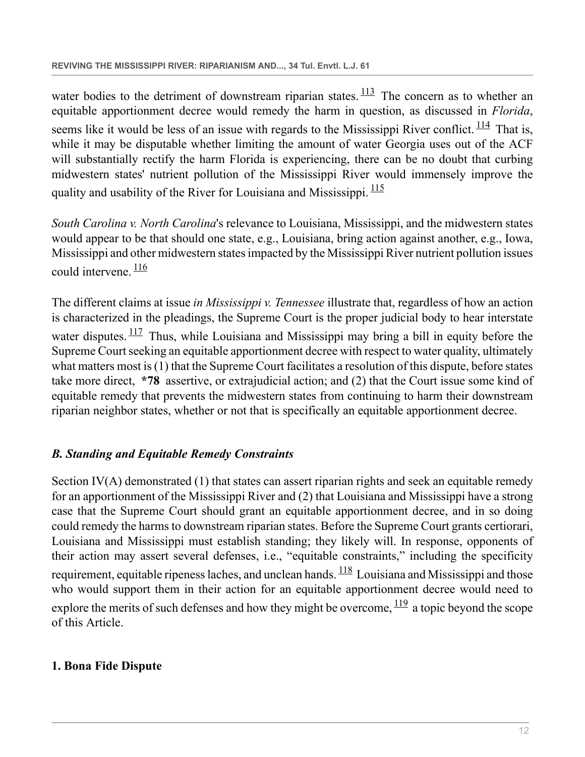water bodies to the detriment of downstream riparian states.[113] The concern as to whether an equitable apportionment decree would remedy the harm in question, as discussed in *Florida*, seems like it would be less of an issue with regards to the Mississippi River conflict.[114] That is, while it may be disputable whether limiting the amount of water Georgia uses out of the ACF will substantially rectify the harm Florida is experiencing, there can be no doubt that curbing midwestern states' nutrient pollution of the Mississippi River would immensely improve the quality and usability of the River for Louisiana and Mississippi.[115]

*South Carolina v. North Carolina*'s relevance to Louisiana, Mississippi, and the midwestern states would appear to be that should one state, e.g., Louisiana, bring action against another, e.g., Iowa, Mississippi and other midwestern states impacted by the Mississippi River nutrient pollution issues could intervene.[116]

The different claims at issue *in Mississippi v. Tennessee* illustrate that, regardless of how an action is characterized in the pleadings, the Supreme Court is the proper judicial body to hear interstate water disputes.[117] Thus, while Louisiana and Mississippi may bring a bill in equity before the Supreme Court seeking an equitable apportionment decree with respect to water quality, ultimately what matters most is (1) that the Supreme Court facilitates a resolution of this dispute, before states take more direct, **\*78** assertive, or extrajudicial action; and (2) that the Court issue some kind of equitable remedy that prevents the midwestern states from continuing to harm their downstream riparian neighbor states, whether or not that is specifically an equitable apportionment decree.

### *B. Standing and Equitable Remedy Constraints*

Section IV(A) demonstrated (1) that states can assert riparian rights and seek an equitable remedy for an apportionment of the Mississippi River and (2) that Louisiana and Mississippi have a strong case that the Supreme Court should grant an equitable apportionment decree, and in so doing could remedy the harms to downstream riparian states. Before the Supreme Court grants certiorari, Louisiana and Mississippi must establish standing; they likely will. In response, opponents of their action may assert several defenses, i.e., "equitable constraints," including the specificity requirement, equitable ripeness laches, and unclean hands.[118] Louisiana and Mississippi and those who would support them in their action for an equitable apportionment decree would need to explore the merits of such defenses and how they might be overcome,[119] a topic beyond the scope of this Article.

#### 1. Bona Fide Dispute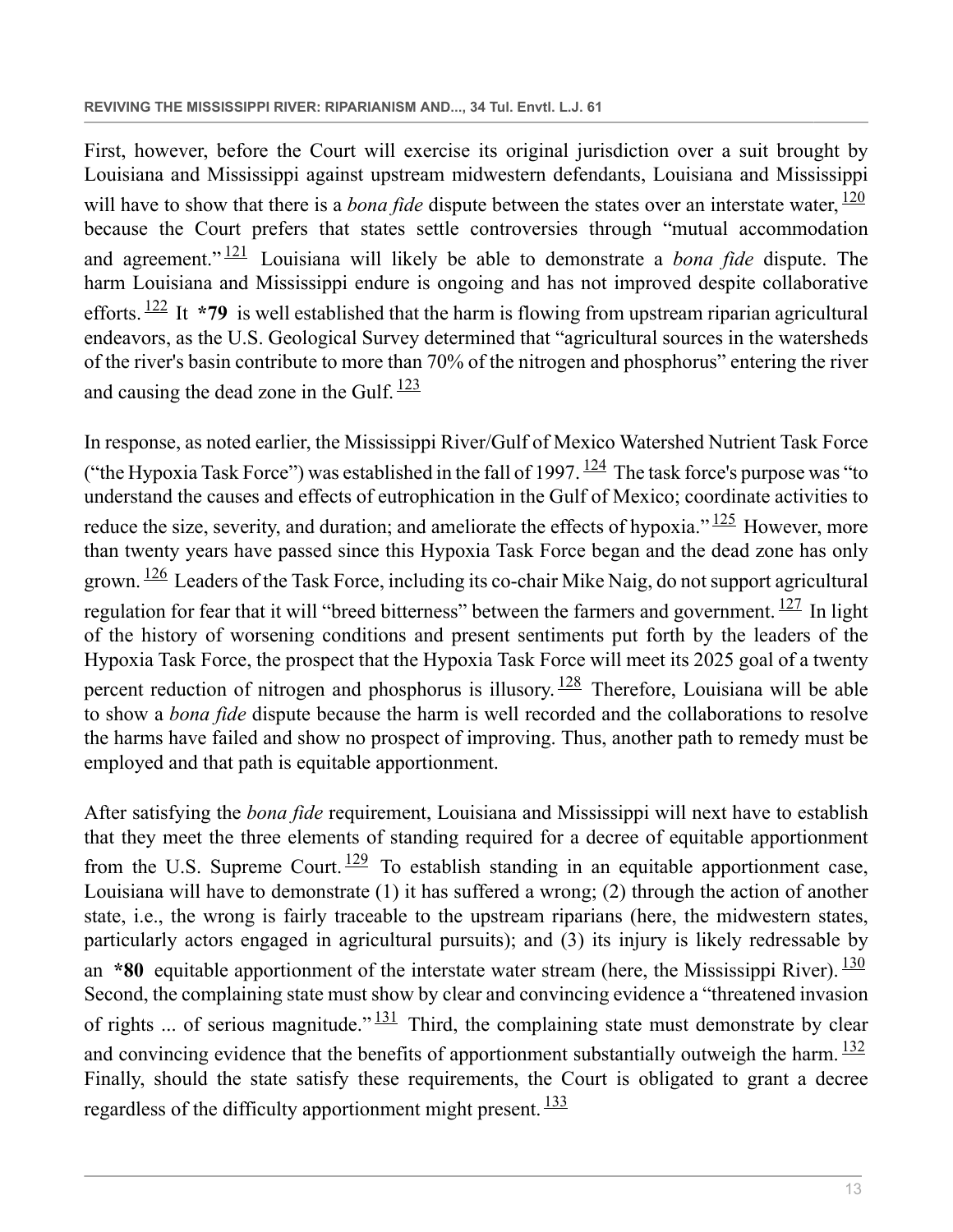First, however, before the Court will exercise its original jurisdiction over a suit brought by Louisiana and Mississippi against upstream midwestern defendants, Louisiana and Mississippi will have to show that there is a *bona fide* dispute between the states over an interstate water,[120] because the Court prefers that states settle controversies through "mutual accommodation and agreement."[121] Louisiana will likely be able to demonstrate a *bona fide* dispute. The harm Louisiana and Mississippi endure is ongoing and has not improved despite collaborative efforts.[122] It **\*79** is well established that the harm is flowing from upstream riparian agricultural endeavors, as the U.S. Geological Survey determined that "agricultural sources in the watersheds of the river's basin contribute to more than 70% of the nitrogen and phosphorus" entering the river and causing the dead zone in the Gulf.[123]

In response, as noted earlier, the Mississippi River/Gulf of Mexico Watershed Nutrient Task Force ("the Hypoxia Task Force") was established in the fall of 1997.[124] The task force's purpose was "to understand the causes and effects of eutrophication in the Gulf of Mexico; coordinate activities to reduce the size, severity, and duration; and ameliorate the effects of hypoxia."[125] However, more than twenty years have passed since this Hypoxia Task Force began and the dead zone has only grown.[126] Leaders of the Task Force, including its co-chair Mike Naig, do not support agricultural regulation for fear that it will "breed bitterness" between the farmers and government.[127] In light of the history of worsening conditions and present sentiments put forth by the leaders of the Hypoxia Task Force, the prospect that the Hypoxia Task Force will meet its 2025 goal of a twenty percent reduction of nitrogen and phosphorus is illusory.[128] Therefore, Louisiana will be able to show a *bona fide* dispute because the harm is well recorded and the collaborations to resolve the harms have failed and show no prospect of improving. Thus, another path to remedy must be employed and that path is equitable apportionment.

After satisfying the *bona fide* requirement, Louisiana and Mississippi will next have to establish that they meet the three elements of standing required for a decree of equitable apportionment from the U.S. Supreme Court.[129] To establish standing in an equitable apportionment case, Louisiana will have to demonstrate (1) it has suffered a wrong; (2) through the action of another state, i.e., the wrong is fairly traceable to the upstream riparians (here, the midwestern states, particularly actors engaged in agricultural pursuits); and (3) its injury is likely redressable by an **\*80** equitable apportionment of the interstate water stream (here, the Mississippi River).[130] Second, the complaining state must show by clear and convincing evidence a "threatened invasion of rights ... of serious magnitude."[131] Third, the complaining state must demonstrate by clear and convincing evidence that the benefits of apportionment substantially outweigh the harm.[132] Finally, should the state satisfy these requirements, the Court is obligated to grant a decree regardless of the difficulty apportionment might present.[133]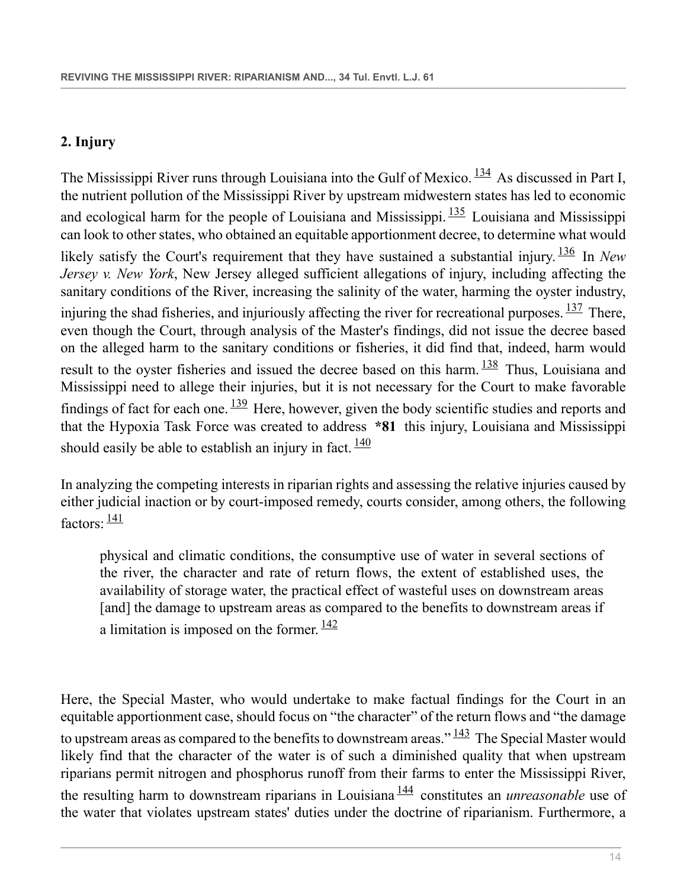## 2. Injury

The Mississippi River runs through Louisiana into the Gulf of Mexico.[134] As discussed in Part I, the nutrient pollution of the Mississippi River by upstream midwestern states has led to economic and ecological harm for the people of Louisiana and Mississippi.[135] Louisiana and Mississippi can look to other states, who obtained an equitable apportionment decree, to determine what would likely satisfy the Court's requirement that they have sustained a substantial injury.[136] In *New Jersey v. New York*, New Jersey alleged sufficient allegations of injury, including affecting the sanitary conditions of the River, increasing the salinity of the water, harming the oyster industry, injuring the shad fisheries, and injuriously affecting the river for recreational purposes.[137] There, even though the Court, through analysis of the Master's findings, did not issue the decree based on the alleged harm to the sanitary conditions or fisheries, it did find that, indeed, harm would result to the oyster fisheries and issued the decree based on this harm.[138] Thus, Louisiana and Mississippi need to allege their injuries, but it is not necessary for the Court to make favorable findings of fact for each one.[139] Here, however, given the body scientific studies and reports and that the Hypoxia Task Force was created to address **\*81** this injury, Louisiana and Mississippi should easily be able to establish an injury in fact.[140]

In analyzing the competing interests in riparian rights and assessing the relative injuries caused by either judicial inaction or by court-imposed remedy, courts consider, among others, the following factors:[141]

> physical and climatic conditions, the consumptive use of water in several sections of the river, the character and rate of return flows, the extent of established uses, the availability of storage water, the practical effect of wasteful uses on downstream areas [and] the damage to upstream areas as compared to the benefits to downstream areas if a limitation is imposed on the former.[142]

Here, the Special Master, who would undertake to make factual findings for the Court in an equitable apportionment case, should focus on "the character" of the return flows and "the damage to upstream areas as compared to the benefits to downstream areas."[143] The Special Master would likely find that the character of the water is of such a diminished quality that when upstream riparians permit nitrogen and phosphorus runoff from their farms to enter the Mississippi River, the resulting harm to downstream riparians in Louisiana[144] constitutes an *unreasonable* use of the water that violates upstream states' duties under the doctrine of riparianism. Furthermore, a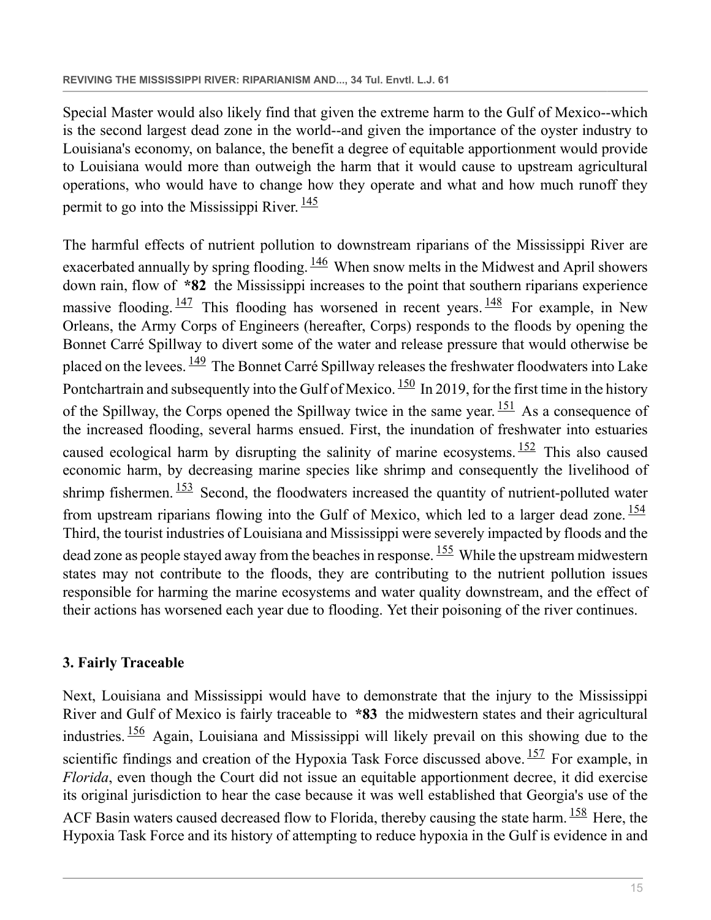Special Master would also likely find that given the extreme harm to the Gulf of Mexico--which is the second largest dead zone in the world--and given the importance of the oyster industry to Louisiana's economy, on balance, the benefit a degree of equitable apportionment would provide to Louisiana would more than outweigh the harm that it would cause to upstream agricultural operations, who would have to change how they operate and what and how much runoff they permit to go into the Mississippi River.[145]

The harmful effects of nutrient pollution to downstream riparians of the Mississippi River are exacerbated annually by spring flooding.[146] When snow melts in the Midwest and April showers down rain, flow of **\*82** the Mississippi increases to the point that southern riparians experience massive flooding.[147] This flooding has worsened in recent years.[148] For example, in New Orleans, the Army Corps of Engineers (hereafter, Corps) responds to the floods by opening the Bonnet Carré Spillway to divert some of the water and release pressure that would otherwise be placed on the levees.[149] The Bonnet Carré Spillway releases the freshwater floodwaters into Lake Pontchartrain and subsequently into the Gulf of Mexico.[150] In 2019, for the first time in the history of the Spillway, the Corps opened the Spillway twice in the same year.[151] As a consequence of the increased flooding, several harms ensued. First, the inundation of freshwater into estuaries caused ecological harm by disrupting the salinity of marine ecosystems.[152] This also caused economic harm, by decreasing marine species like shrimp and consequently the livelihood of shrimp fishermen.[153] Second, the floodwaters increased the quantity of nutrient-polluted water from upstream riparians flowing into the Gulf of Mexico, which led to a larger dead zone.[154] Third, the tourist industries of Louisiana and Mississippi were severely impacted by floods and the dead zone as people stayed away from the beaches in response.[155] While the upstream midwestern states may not contribute to the floods, they are contributing to the nutrient pollution issues responsible for harming the marine ecosystems and water quality downstream, and the effect of their actions has worsened each year due to flooding. Yet their poisoning of the river continues.

### 3. Fairly Traceable

Next, Louisiana and Mississippi would have to demonstrate that the injury to the Mississippi River and Gulf of Mexico is fairly traceable to **\*83** the midwestern states and their agricultural industries.[156] Again, Louisiana and Mississippi will likely prevail on this showing due to the scientific findings and creation of the Hypoxia Task Force discussed above.[157] For example, in *Florida*, even though the Court did not issue an equitable apportionment decree, it did exercise its original jurisdiction to hear the case because it was well established that Georgia's use of the ACF Basin waters caused decreased flow to Florida, thereby causing the state harm.[158] Here, the Hypoxia Task Force and its history of attempting to reduce hypoxia in the Gulf is evidence in and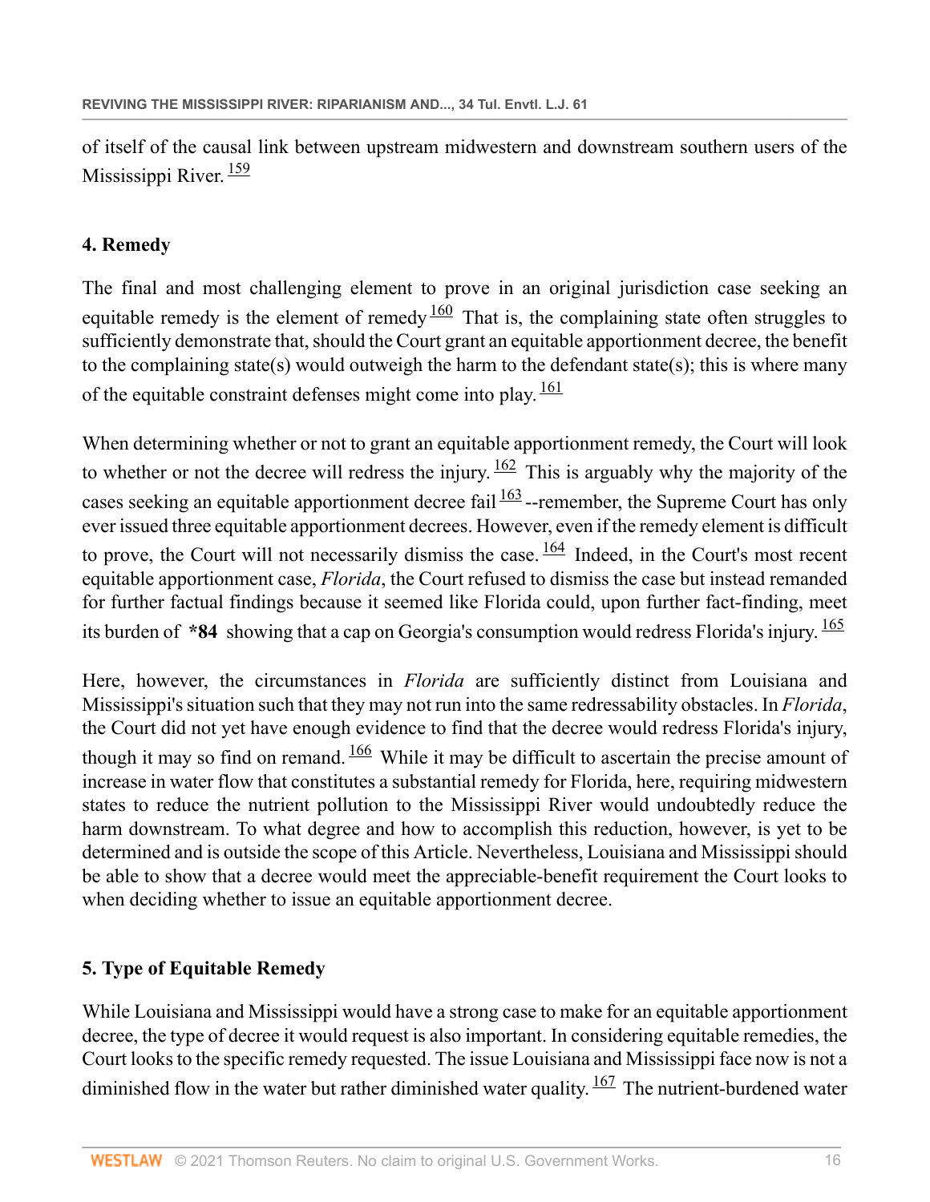of itself of the causal link between upstream midwestern and downstream southern users of the Mississippi River.[159]

### 4. Remedy

The final and most challenging element to prove in an original jurisdiction case seeking an equitable remedy is the element of remedy[160] That is, the complaining state often struggles to sufficiently demonstrate that, should the Court grant an equitable apportionment decree, the benefit to the complaining state(s) would outweigh the harm to the defendant state(s); this is where many of the equitable constraint defenses might come into play.[161]

When determining whether or not to grant an equitable apportionment remedy, the Court will look to whether or not the decree will redress the injury.[162] This is arguably why the majority of the cases seeking an equitable apportionment decree fail[163] --remember, the Supreme Court has only ever issued three equitable apportionment decrees. However, even if the remedy element is difficult to prove, the Court will not necessarily dismiss the case.[164] Indeed, in the Court's most recent equitable apportionment case, *Florida*, the Court refused to dismiss the case but instead remanded for further factual findings because it seemed like Florida could, upon further fact-finding, meet its burden of **\*84** showing that a cap on Georgia's consumption would redress Florida's injury.[165]

Here, however, the circumstances in *Florida* are sufficiently distinct from Louisiana and Mississippi's situation such that they may not run into the same redressability obstacles. In *Florida*, the Court did not yet have enough evidence to find that the decree would redress Florida's injury, though it may so find on remand.[166] While it may be difficult to ascertain the precise amount of increase in water flow that constitutes a substantial remedy for Florida, here, requiring midwestern states to reduce the nutrient pollution to the Mississippi River would undoubtedly reduce the harm downstream. To what degree and how to accomplish this reduction, however, is yet to be determined and is outside the scope of this Article. Nevertheless, Louisiana and Mississippi should be able to show that a decree would meet the appreciable-benefit requirement the Court looks to when deciding whether to issue an equitable apportionment decree.

### 5. Type of Equitable Remedy

While Louisiana and Mississippi would have a strong case to make for an equitable apportionment decree, the type of decree it would request is also important. In considering equitable remedies, the Court looks to the specific remedy requested. The issue Louisiana and Mississippi face now is not a diminished flow in the water but rather diminished water quality.[167] The nutrient-burdened water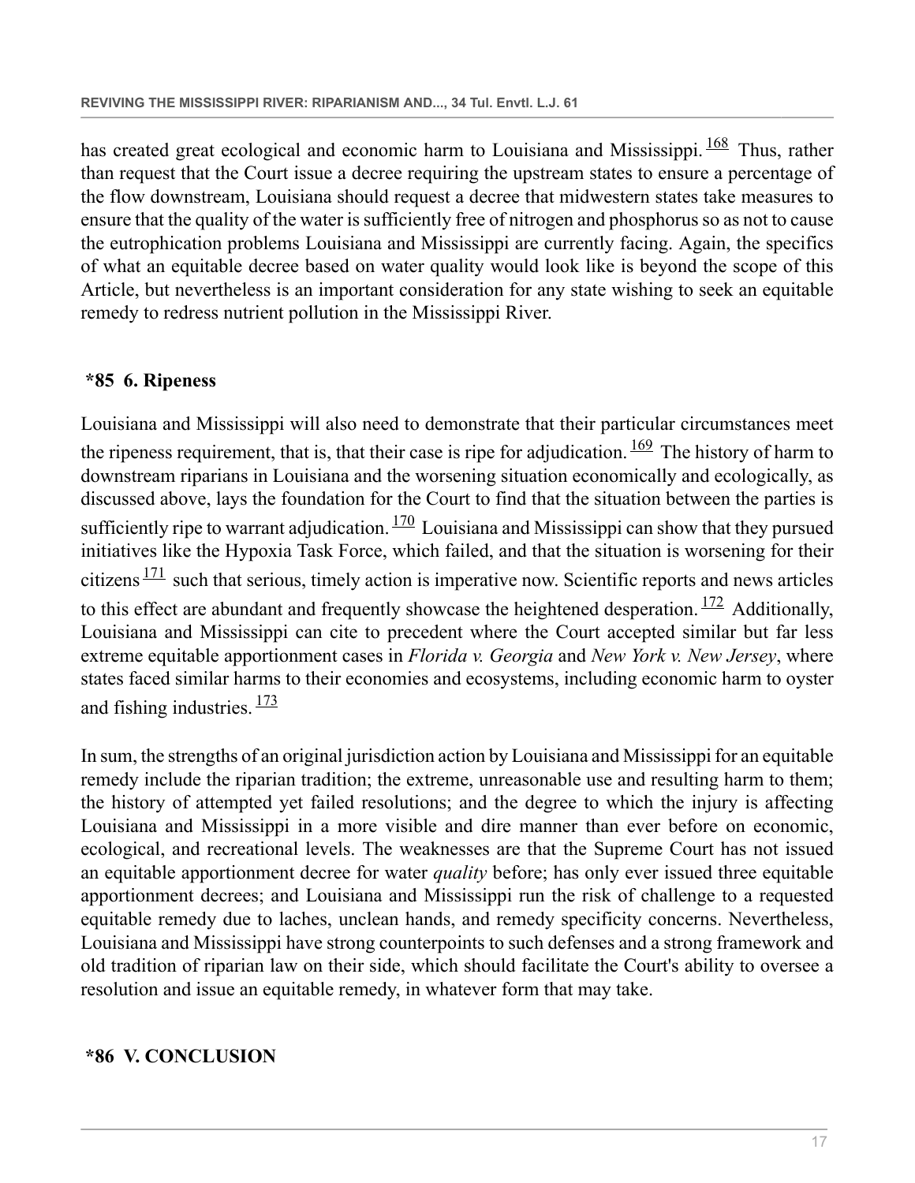has created great ecological and economic harm to Louisiana and Mississippi.[168] Thus, rather than request that the Court issue a decree requiring the upstream states to ensure a percentage of the flow downstream, Louisiana should request a decree that midwestern states take measures to ensure that the quality of the water is sufficiently free of nitrogen and phosphorus so as not to cause the eutrophication problems Louisiana and Mississippi are currently facing. Again, the specifics of what an equitable decree based on water quality would look like is beyond the scope of this Article, but nevertheless is an important consideration for any state wishing to seek an equitable remedy to redress nutrient pollution in the Mississippi River.

### *85 6. Ripeness

Louisiana and Mississippi will also need to demonstrate that their particular circumstances meet the ripeness requirement, that is, that their case is ripe for adjudication.[169] The history of harm to downstream riparians in Louisiana and the worsening situation economically and ecologically, as discussed above, lays the foundation for the Court to find that the situation between the parties is sufficiently ripe to warrant adjudication.[170] Louisiana and Mississippi can show that they pursued initiatives like the Hypoxia Task Force, which failed, and that the situation is worsening for their citizens[171] such that serious, timely action is imperative now. Scientific reports and news articles to this effect are abundant and frequently showcase the heightened desperation.[172] Additionally, Louisiana and Mississippi can cite to precedent where the Court accepted similar but far less extreme equitable apportionment cases in *Florida v. Georgia* and *New York v. New Jersey*, where states faced similar harms to their economies and ecosystems, including economic harm to oyster and fishing industries.[173]

In sum, the strengths of an original jurisdiction action by Louisiana and Mississippi for an equitable remedy include the riparian tradition; the extreme, unreasonable use and resulting harm to them; the history of attempted yet failed resolutions; and the degree to which the injury is affecting Louisiana and Mississippi in a more visible and dire manner than ever before on economic, ecological, and recreational levels. The weaknesses are that the Supreme Court has not issued an equitable apportionment decree for water *quality* before; has only ever issued three equitable apportionment decrees; and Louisiana and Mississippi run the risk of challenge to a requested equitable remedy due to laches, unclean hands, and remedy specificity concerns. Nevertheless, Louisiana and Mississippi have strong counterpoints to such defenses and a strong framework and old tradition of riparian law on their side, which should facilitate the Court's ability to oversee a resolution and issue an equitable remedy, in whatever form that may take.

## *86 V. CONCLUSION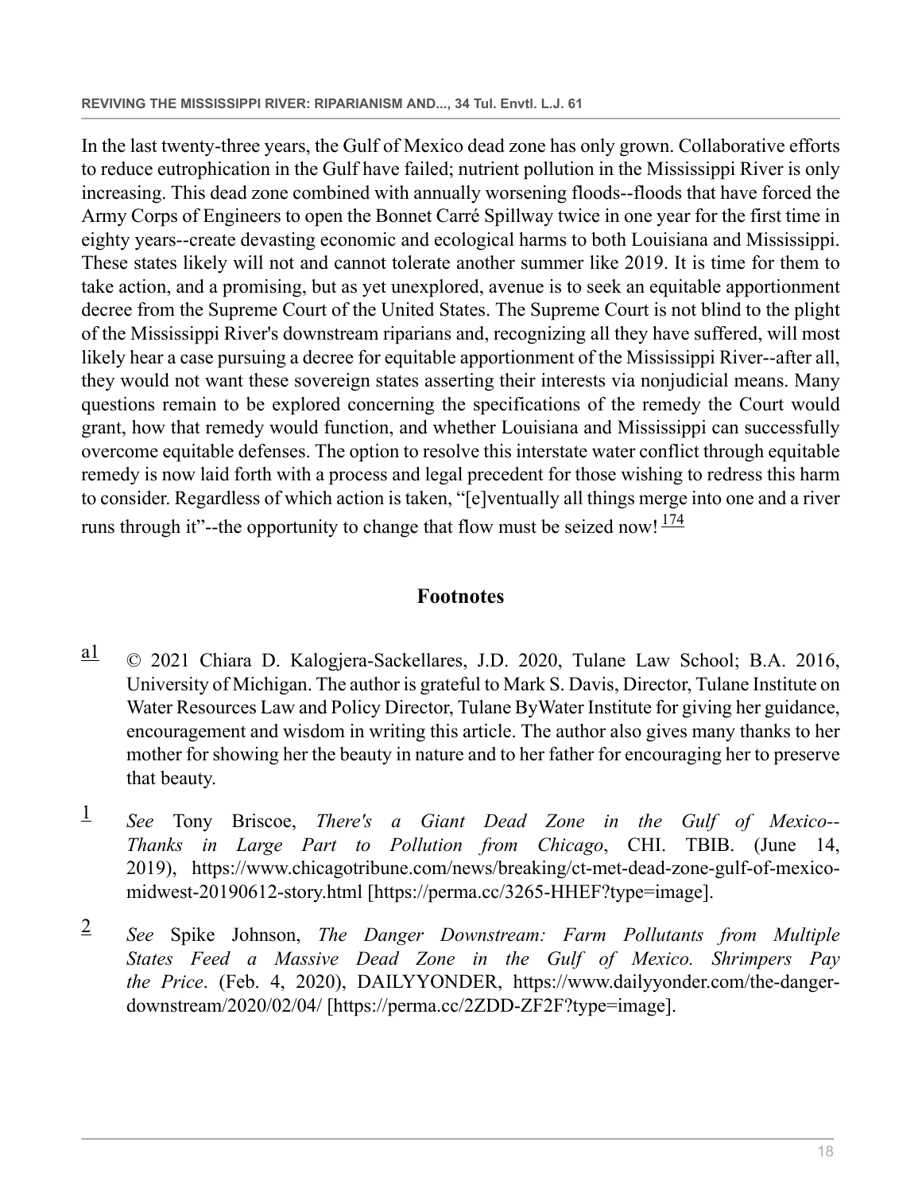In the last twenty-three years, the Gulf of Mexico dead zone has only grown. Collaborative efforts to reduce eutrophication in the Gulf have failed; nutrient pollution in the Mississippi River is only increasing. This dead zone combined with annually worsening floods--floods that have forced the Army Corps of Engineers to open the Bonnet Carré Spillway twice in one year for the first time in eighty years--create devasting economic and ecological harms to both Louisiana and Mississippi. These states likely will not and cannot tolerate another summer like 2019. It is time for them to take action, and a promising, but as yet unexplored, avenue is to seek an equitable apportionment decree from the Supreme Court of the United States. The Supreme Court is not blind to the plight of the Mississippi River's downstream riparians and, recognizing all they have suffered, will most likely hear a case pursuing a decree for equitable apportionment of the Mississippi River--after all, they would not want these sovereign states asserting their interests via nonjudicial means. Many questions remain to be explored concerning the specifications of the remedy the Court would grant, how that remedy would function, and whether Louisiana and Mississippi can successfully overcome equitable defenses. The option to resolve this interstate water conflict through equitable remedy is now laid forth with a process and legal precedent for those wishing to redress this harm to consider. Regardless of which action is taken, "[e]ventually all things merge into one and a river runs through it"--the opportunity to change that flow must be seized now! [174]

## Footnotes

a1 © 2021 Chiara D. Kalogjera-Sackellares, J.D. 2020, Tulane Law School; B.A. 2016, University of Michigan. The author is grateful to Mark S. Davis, Director, Tulane Institute on Water Resources Law and Policy Director, Tulane ByWater Institute for giving her guidance, encouragement and wisdom in writing this article. The author also gives many thanks to her mother for showing her the beauty in nature and to her father for encouraging her to preserve that beauty.

1 *See* Tony Briscoe, *There's a Giant Dead Zone in the Gulf of Mexico--Thanks in Large Part to Pollution from Chicago*, CHI. TBIB. (June 14, 2019), https://www.chicagotribune.com/news/breaking/ct-met-dead-zone-gulf-of-mexico-midwest-20190612-story.html [https://perma.cc/3265-HHEF?type=image].

2 *See* Spike Johnson, *The Danger Downstream: Farm Pollutants from Multiple States Feed a Massive Dead Zone in the Gulf of Mexico. Shrimpers Pay the Price*. (Feb. 4, 2020), DAILYYONDER, https://www.dailyyonder.com/the-danger-downstream/2020/02/04/ [https://perma.cc/2ZDD-ZF2F?type=image].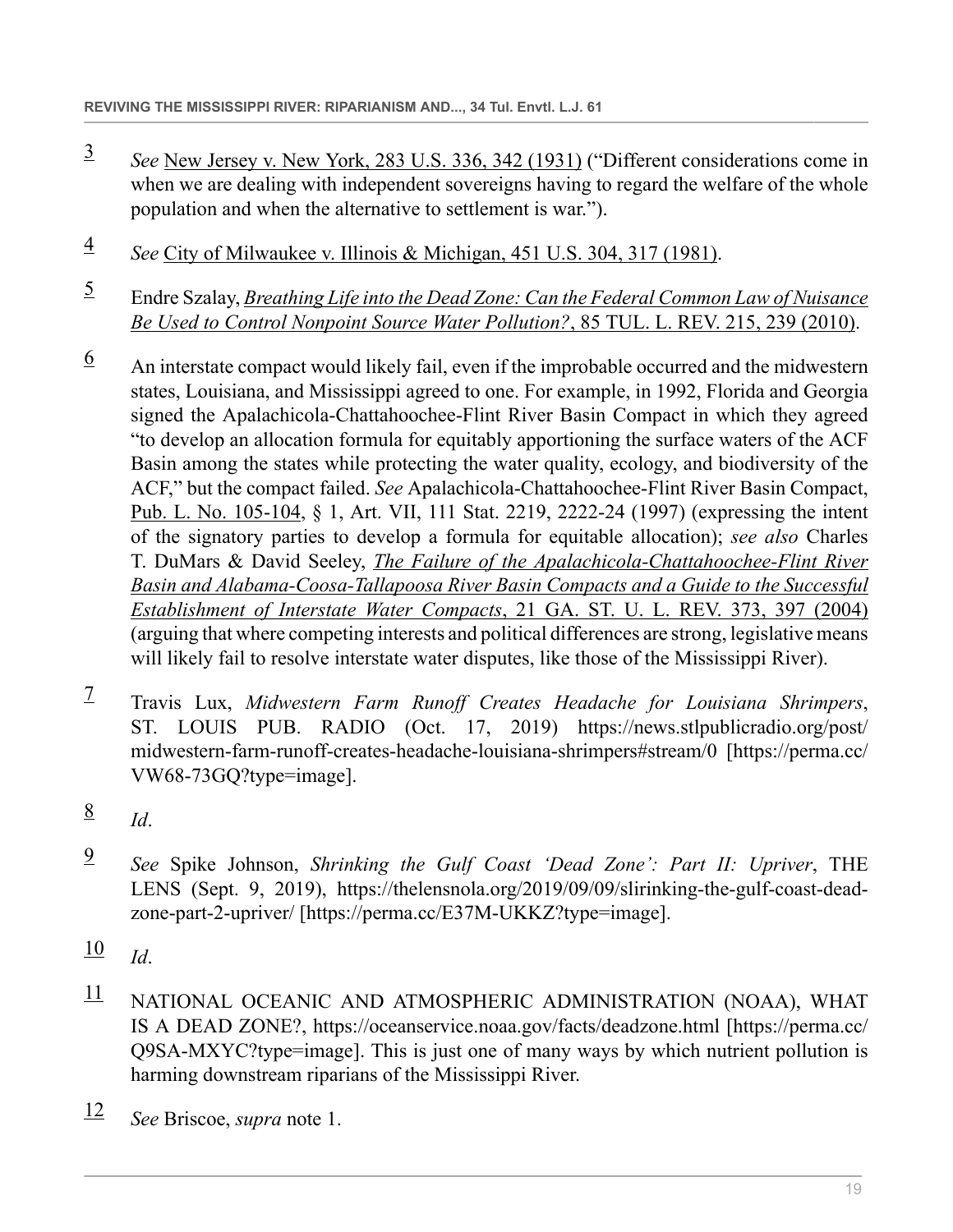3 *See* New Jersey v. New York, 283 U.S. 336, 342 (1931) ("Different considerations come in when we are dealing with independent sovereigns having to regard the welfare of the whole population and when the alternative to settlement is war.").

4 *See* City of Milwaukee v. Illinois & Michigan, 451 U.S. 304, 317 (1981).

5 Endre Szalay, *Breathing Life into the Dead Zone: Can the Federal Common Law of Nuisance Be Used to Control Nonpoint Source Water Pollution?*, 85 TUL. L. REV. 215, 239 (2010).

6 An interstate compact would likely fail, even if the improbable occurred and the midwestern states, Louisiana, and Mississippi agreed to one. For example, in 1992, Florida and Georgia signed the Apalachicola-Chattahoochee-Flint River Basin Compact in which they agreed "to develop an allocation formula for equitably apportioning the surface waters of the ACF Basin among the states while protecting the water quality, ecology, and biodiversity of the ACF," but the compact failed. *See* Apalachicola-Chattahoochee-Flint River Basin Compact, Pub. L. No. 105-104, § 1, Art. VII, 111 Stat. 2219, 2222-24 (1997) (expressing the intent of the signatory parties to develop a formula for equitable allocation); *see also* Charles T. DuMars & David Seeley, *The Failure of the Apalachicola-Chattahoochee-Flint River Basin and Alabama-Coosa-Tallapoosa River Basin Compacts and a Guide to the Successful Establishment of Interstate Water Compacts*, 21 GA. ST. U. L. REV. 373, 397 (2004) (arguing that where competing interests and political differences are strong, legislative means will likely fail to resolve interstate water disputes, like those of the Mississippi River).

7 Travis Lux, *Midwestern Farm Runoff Creates Headache for Louisiana Shrimpers*, ST. LOUIS PUB. RADIO (Oct. 17, 2019) https://news.stlpublicradio.org/post/midwestern-farm-runoff-creates-headache-louisiana-shrimpers#stream/0 [https://perma.cc/VW68-73GQ?type=image].

8 *Id*.

9 *See* Spike Johnson, *Shrinking the Gulf Coast 'Dead Zone': Part II: Upriver*, THE LENS (Sept. 9, 2019), https://thelensnola.org/2019/09/09/slirinking-the-gulf-coast-dead-zone-part-2-upriver/ [https://perma.cc/E37M-UKKZ?type=image].

10 *Id*.

11 NATIONAL OCEANIC AND ATMOSPHERIC ADMINISTRATION (NOAA), WHAT IS A DEAD ZONE?, https://oceanservice.noaa.gov/facts/deadzone.html [https://perma.cc/Q9SA-MXYC?type=image]. This is just one of many ways by which nutrient pollution is harming downstream riparians of the Mississippi River.

12 *See* Briscoe, *supra* note 1.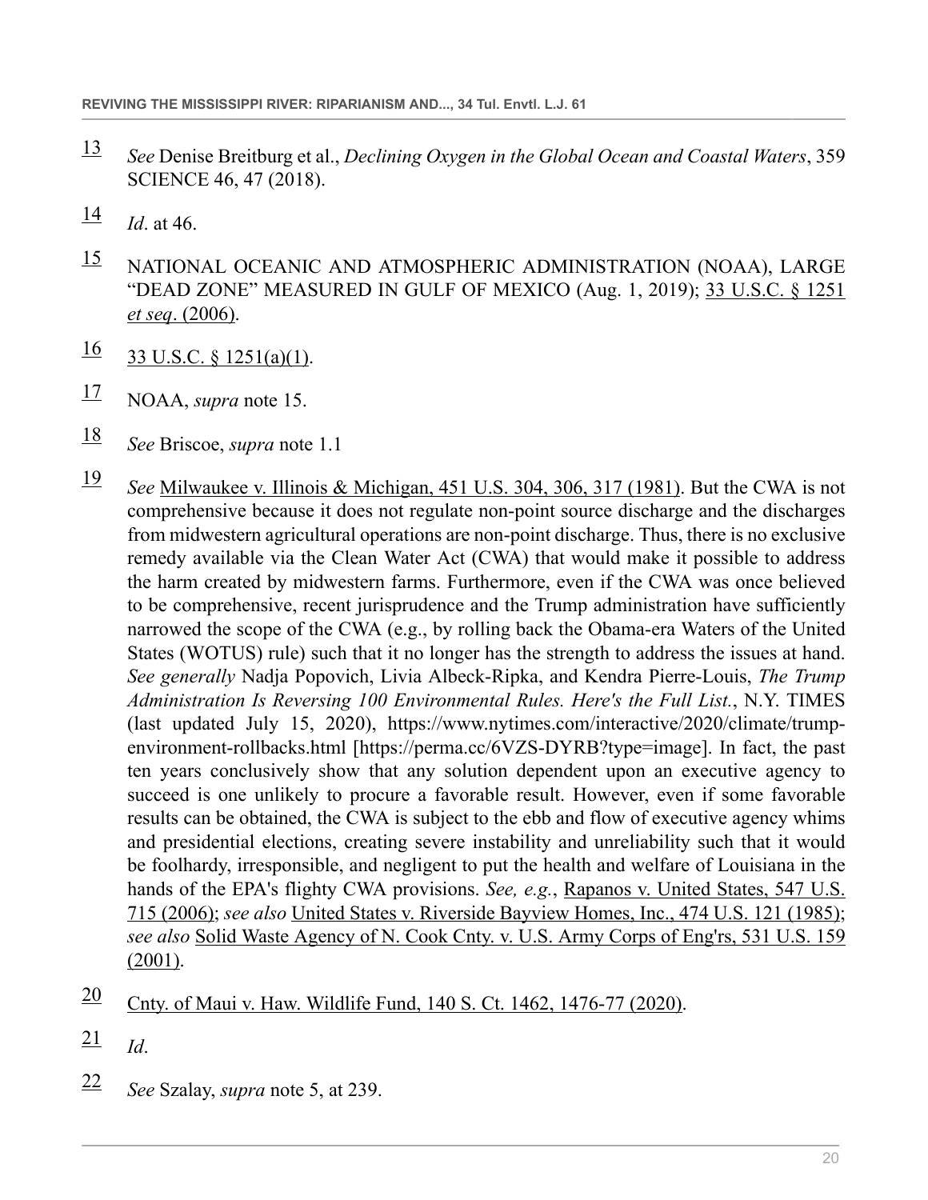13 *See* Denise Breitburg et al., *Declining Oxygen in the Global Ocean and Coastal Waters*, 359 SCIENCE 46, 47 (2018).

14 *Id*. at 46.

15 NATIONAL OCEANIC AND ATMOSPHERIC ADMINISTRATION (NOAA), LARGE "DEAD ZONE" MEASURED IN GULF OF MEXICO (Aug. 1, 2019); 33 U.S.C. § 1251 *et seq*. (2006).

16 33 U.S.C. § 1251(a)(1).

17 NOAA, *supra* note 15.

18 *See* Briscoe, *supra* note 1.1

19 *See* Milwaukee v. Illinois & Michigan, 451 U.S. 304, 306, 317 (1981). But the CWA is not comprehensive because it does not regulate non-point source discharge and the discharges from midwestern agricultural operations are non-point discharge. Thus, there is no exclusive remedy available via the Clean Water Act (CWA) that would make it possible to address the harm created by midwestern farms. Furthermore, even if the CWA was once believed to be comprehensive, recent jurisprudence and the Trump administration have sufficiently narrowed the scope of the CWA (e.g., by rolling back the Obama-era Waters of the United States (WOTUS) rule) such that it no longer has the strength to address the issues at hand. *See generally* Nadja Popovich, Livia Albeck-Ripka, and Kendra Pierre-Louis, *The Trump Administration Is Reversing 100 Environmental Rules. Here's the Full List.*, N.Y. TIMES (last updated July 15, 2020), https://www.nytimes.com/interactive/2020/climate/trump-environment-rollbacks.html [https://perma.cc/6VZS-DYRB?type=image]. In fact, the past ten years conclusively show that any solution dependent upon an executive agency to succeed is one unlikely to procure a favorable result. However, even if some favorable results can be obtained, the CWA is subject to the ebb and flow of executive agency whims and presidential elections, creating severe instability and unreliability such that it would be foolhardy, irresponsible, and negligent to put the health and welfare of Louisiana in the hands of the EPA's flighty CWA provisions. *See, e.g.*, Rapanos v. United States, 547 U.S. 715 (2006); *see also* United States v. Riverside Bayview Homes, Inc., 474 U.S. 121 (1985); *see also* Solid Waste Agency of N. Cook Cnty. v. U.S. Army Corps of Eng'rs, 531 U.S. 159 (2001).

20 Cnty. of Maui v. Haw. Wildlife Fund, 140 S. Ct. 1462, 1476-77 (2020).

21 *Id*.

22 *See* Szalay, *supra* note 5, at 239.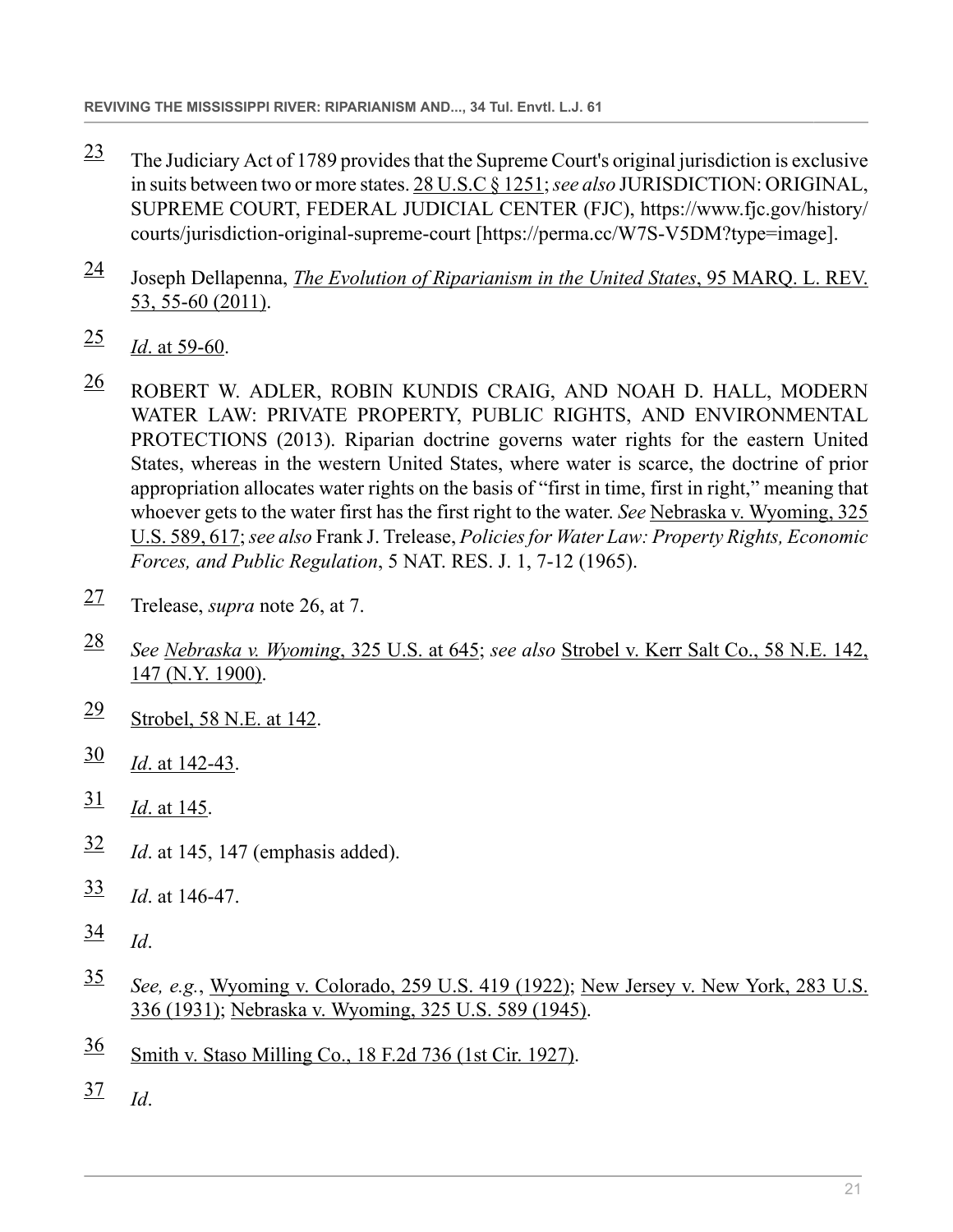[23] The Judiciary Act of 1789 provides that the Supreme Court's original jurisdiction is exclusive in suits between two or more states. 28 U.S.C § 1251; *see also* JURISDICTION: ORIGINAL, SUPREME COURT, FEDERAL JUDICIAL CENTER (FJC), https://www.fjc.gov/history/courts/jurisdiction-original-supreme-court [https://perma.cc/W7S-V5DM?type=image].

[24] Joseph Dellapenna, *The Evolution of Riparianism in the United States*, 95 MARQ. L. REV. 53, 55-60 (2011).

[25] *Id*. at 59-60.

[26] ROBERT W. ADLER, ROBIN KUNDIS CRAIG, AND NOAH D. HALL, MODERN WATER LAW: PRIVATE PROPERTY, PUBLIC RIGHTS, AND ENVIRONMENTAL PROTECTIONS (2013). Riparian doctrine governs water rights for the eastern United States, whereas in the western United States, where water is scarce, the doctrine of prior appropriation allocates water rights on the basis of "first in time, first in right," meaning that whoever gets to the water first has the first right to the water. *See* Nebraska v. Wyoming, 325 U.S. 589, 617; *see also* Frank J. Trelease, *Policies for Water Law: Property Rights, Economic Forces, and Public Regulation*, 5 NAT. RES. J. 1, 7-12 (1965).

[27] Trelease, *supra* note 26, at 7.

[28] *See* *Nebraska v. Wyoming*, 325 U.S. at 645; *see also* Strobel v. Kerr Salt Co., 58 N.E. 142, 147 (N.Y. 1900).

[29] Strobel, 58 N.E. at 142.

[30] *Id*. at 142-43.

[31] *Id*. at 145.

[32] *Id*. at 145, 147 (emphasis added).

[33] *Id*. at 146-47.

[34] *Id*.

[35] *See, e.g.*, Wyoming v. Colorado, 259 U.S. 419 (1922); New Jersey v. New York, 283 U.S. 336 (1931); Nebraska v. Wyoming, 325 U.S. 589 (1945).

[36] Smith v. Staso Milling Co., 18 F.2d 736 (1st Cir. 1927).

[37] *Id*.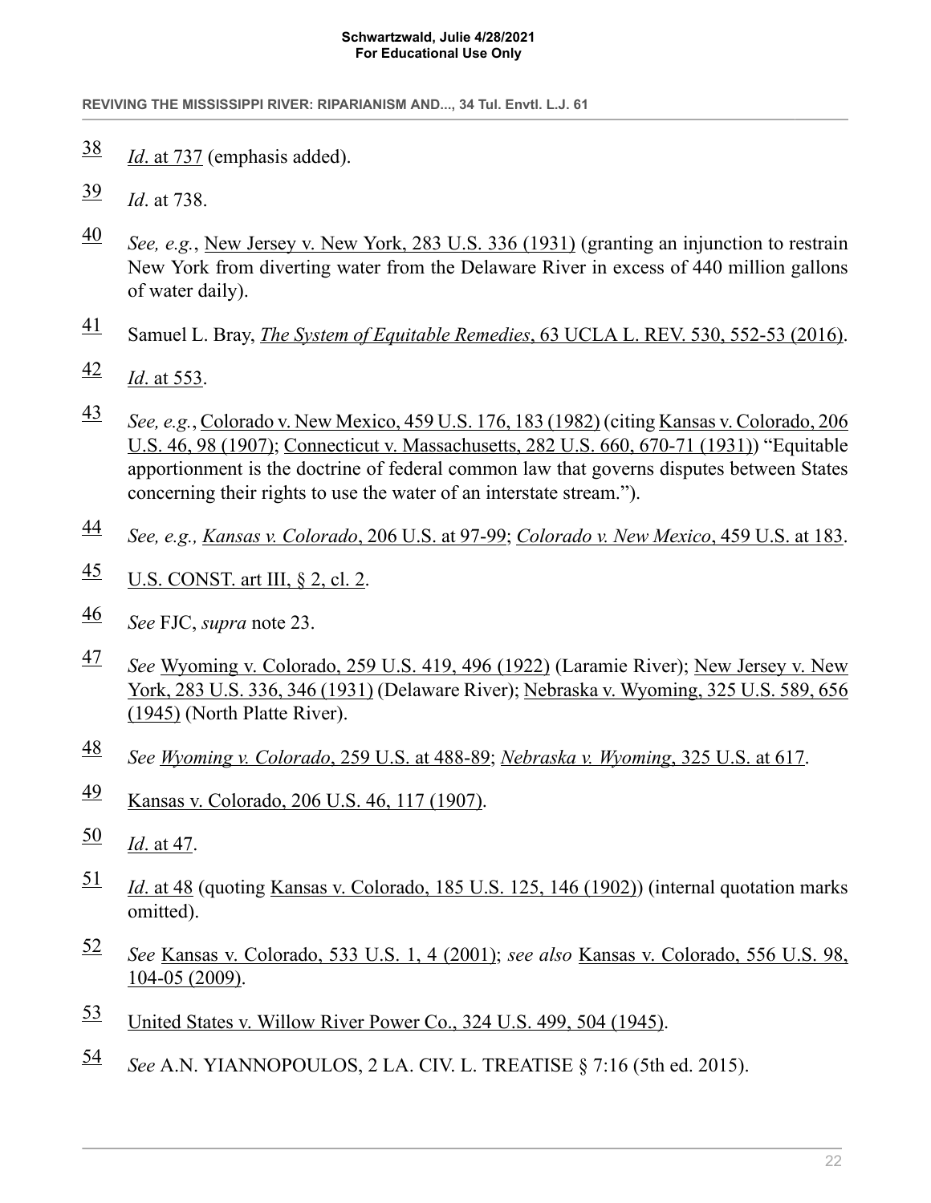38 *Id*. at 737 (emphasis added).

39 *Id*. at 738.

40 *See, e.g.*, New Jersey v. New York, 283 U.S. 336 (1931) (granting an injunction to restrain New York from diverting water from the Delaware River in excess of 440 million gallons of water daily).

41 Samuel L. Bray, *The System of Equitable Remedies*, 63 UCLA L. REV. 530, 552-53 (2016).

42 *Id*. at 553.

43 *See, e.g.*, Colorado v. New Mexico, 459 U.S. 176, 183 (1982) (citing Kansas v. Colorado, 206 U.S. 46, 98 (1907); Connecticut v. Massachusetts, 282 U.S. 660, 670-71 (1931)) "Equitable apportionment is the doctrine of federal common law that governs disputes between States concerning their rights to use the water of an interstate stream.").

44 *See, e.g., Kansas v. Colorado*, 206 U.S. at 97-99; *Colorado v. New Mexico*, 459 U.S. at 183.

45 U.S. CONST. art III, § 2, cl. 2.

46 *See* FJC, *supra* note 23.

47 *See* Wyoming v. Colorado, 259 U.S. 419, 496 (1922) (Laramie River); New Jersey v. New York, 283 U.S. 336, 346 (1931) (Delaware River); Nebraska v. Wyoming, 325 U.S. 589, 656 (1945) (North Platte River).

48 *See Wyoming v. Colorado*, 259 U.S. at 488-89; *Nebraska v. Wyoming*, 325 U.S. at 617.

49 Kansas v. Colorado, 206 U.S. 46, 117 (1907).

50 *Id*. at 47.

51 *Id*. at 48 (quoting Kansas v. Colorado, 185 U.S. 125, 146 (1902)) (internal quotation marks omitted).

52 *See* Kansas v. Colorado, 533 U.S. 1, 4 (2001); *see also* Kansas v. Colorado, 556 U.S. 98, 104-05 (2009).

53 United States v. Willow River Power Co., 324 U.S. 499, 504 (1945).

54 *See* A.N. YIANNOPOULOS, 2 LA. CIV. L. TREATISE § 7:16 (5th ed. 2015).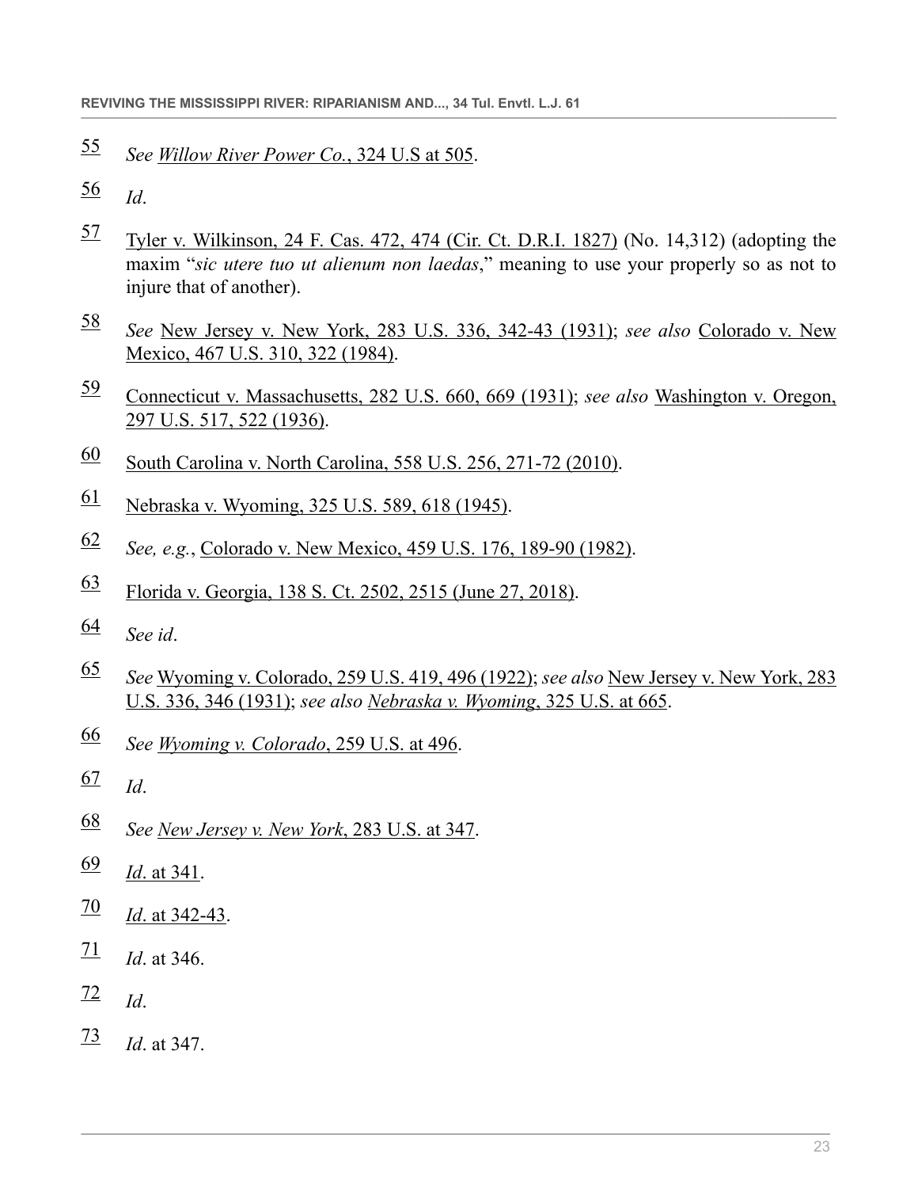55 *See Willow River Power Co.*, 324 U.S at 505.

56 *Id*.

57 Tyler v. Wilkinson, 24 F. Cas. 472, 474 (Cir. Ct. D.R.I. 1827) (No. 14,312) (adopting the maxim "*sic utere tuo ut alienum non laedas*," meaning to use your properly so as not to injure that of another).

58 *See* New Jersey v. New York, 283 U.S. 336, 342-43 (1931); *see also* Colorado v. New Mexico, 467 U.S. 310, 322 (1984).

59 Connecticut v. Massachusetts, 282 U.S. 660, 669 (1931); *see also* Washington v. Oregon, 297 U.S. 517, 522 (1936).

60 South Carolina v. North Carolina, 558 U.S. 256, 271-72 (2010).

61 Nebraska v. Wyoming, 325 U.S. 589, 618 (1945).

62 *See, e.g.*, Colorado v. New Mexico, 459 U.S. 176, 189-90 (1982).

63 Florida v. Georgia, 138 S. Ct. 2502, 2515 (June 27, 2018).

64 *See id*.

65 *See* Wyoming v. Colorado, 259 U.S. 419, 496 (1922); *see also* New Jersey v. New York, 283 U.S. 336, 346 (1931); *see also Nebraska v. Wyoming*, 325 U.S. at 665.

66 *See Wyoming v. Colorado*, 259 U.S. at 496.

67 *Id*.

68 *See New Jersey v. New York*, 283 U.S. at 347.

69 *Id*. at 341.

70 *Id*. at 342-43.

71 *Id*. at 346.

72 *Id*.

73 *Id*. at 347.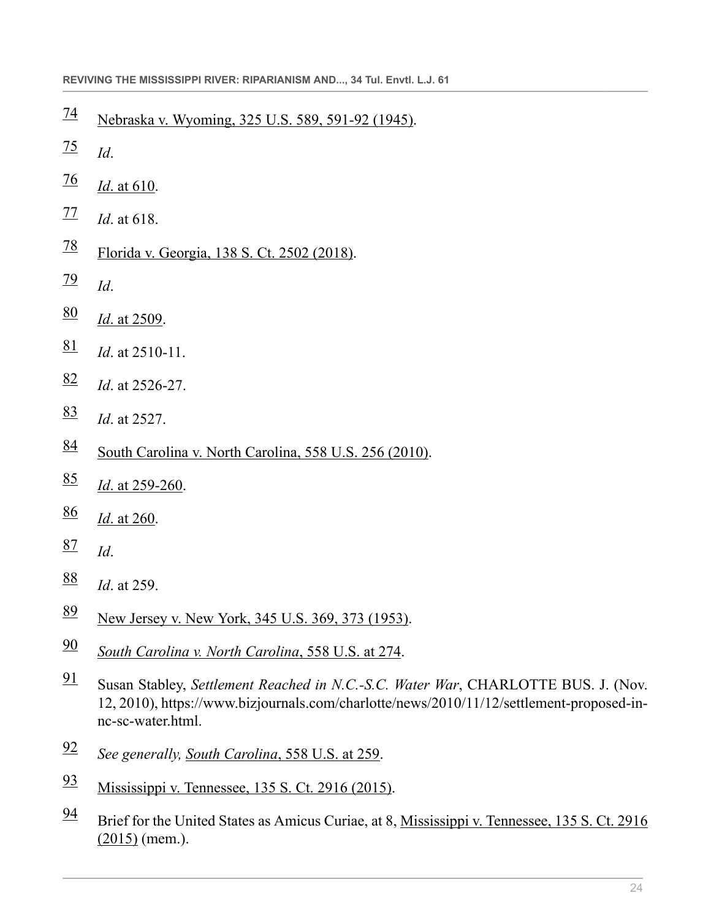[74] Nebraska v. Wyoming, 325 U.S. 589, 591-92 (1945).

[75] *Id*.

[76] *Id*. at 610.

[77] *Id*. at 618.

[78] Florida v. Georgia, 138 S. Ct. 2502 (2018).

[79] *Id*.

[80] *Id*. at 2509.

[81] *Id*. at 2510-11.

[82] *Id*. at 2526-27.

[83] *Id*. at 2527.

[84] South Carolina v. North Carolina, 558 U.S. 256 (2010).

[85] *Id*. at 259-260.

[86] *Id*. at 260.

[87] *Id*.

[88] *Id*. at 259.

[89] New Jersey v. New York, 345 U.S. 369, 373 (1953).

[90] *South Carolina v. North Carolina*, 558 U.S. at 274.

[91] Susan Stabley, *Settlement Reached in N.C.-S.C. Water War*, CHARLOTTE BUS. J. (Nov. 12, 2010), https://www.bizjournals.com/charlotte/news/2010/11/12/settlement-proposed-in-nc-sc-water.html.

[92] *See generally, South Carolina*, 558 U.S. at 259.

[93] Mississippi v. Tennessee, 135 S. Ct. 2916 (2015).

[94] Brief for the United States as Amicus Curiae, at 8, Mississippi v. Tennessee, 135 S. Ct. 2916 (2015) (mem.).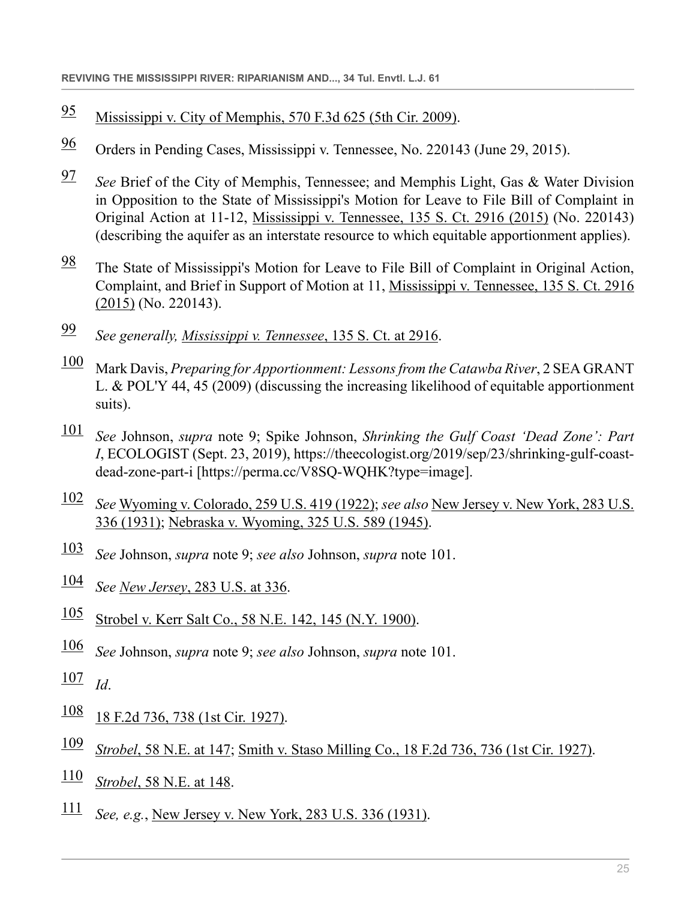95 Mississippi v. City of Memphis, 570 F.3d 625 (5th Cir. 2009).

96 Orders in Pending Cases, Mississippi v. Tennessee, No. 220143 (June 29, 2015).

97 *See* Brief of the City of Memphis, Tennessee; and Memphis Light, Gas & Water Division in Opposition to the State of Mississippi's Motion for Leave to File Bill of Complaint in Original Action at 11-12, Mississippi v. Tennessee, 135 S. Ct. 2916 (2015) (No. 220143) (describing the aquifer as an interstate resource to which equitable apportionment applies).

98 The State of Mississippi's Motion for Leave to File Bill of Complaint in Original Action, Complaint, and Brief in Support of Motion at 11, Mississippi v. Tennessee, 135 S. Ct. 2916 (2015) (No. 220143).

99 *See generally, Mississippi v. Tennessee*, 135 S. Ct. at 2916.

100 Mark Davis, *Preparing for Apportionment: Lessons from the Catawba River*, 2 SEA GRANT L. & POL'Y 44, 45 (2009) (discussing the increasing likelihood of equitable apportionment suits).

101 *See* Johnson, *supra* note 9; Spike Johnson, *Shrinking the Gulf Coast 'Dead Zone': Part I*, ECOLOGIST (Sept. 23, 2019), https://theecologist.org/2019/sep/23/shrinking-gulf-coast-dead-zone-part-i [https://perma.cc/V8SQ-WQHK?type=image].

102 *See* Wyoming v. Colorado, 259 U.S. 419 (1922); *see also* New Jersey v. New York, 283 U.S. 336 (1931); Nebraska v. Wyoming, 325 U.S. 589 (1945).

103 *See* Johnson, *supra* note 9; *see also* Johnson, *supra* note 101.

104 *See New Jersey*, 283 U.S. at 336.

105 Strobel v. Kerr Salt Co., 58 N.E. 142, 145 (N.Y. 1900).

106 *See* Johnson, *supra* note 9; *see also* Johnson, *supra* note 101.

107 *Id*.

108 18 F.2d 736, 738 (1st Cir. 1927).

109 *Strobel*, 58 N.E. at 147; Smith v. Staso Milling Co., 18 F.2d 736, 736 (1st Cir. 1927).

110 *Strobel*, 58 N.E. at 148.

111 *See, e.g.*, New Jersey v. New York, 283 U.S. 336 (1931).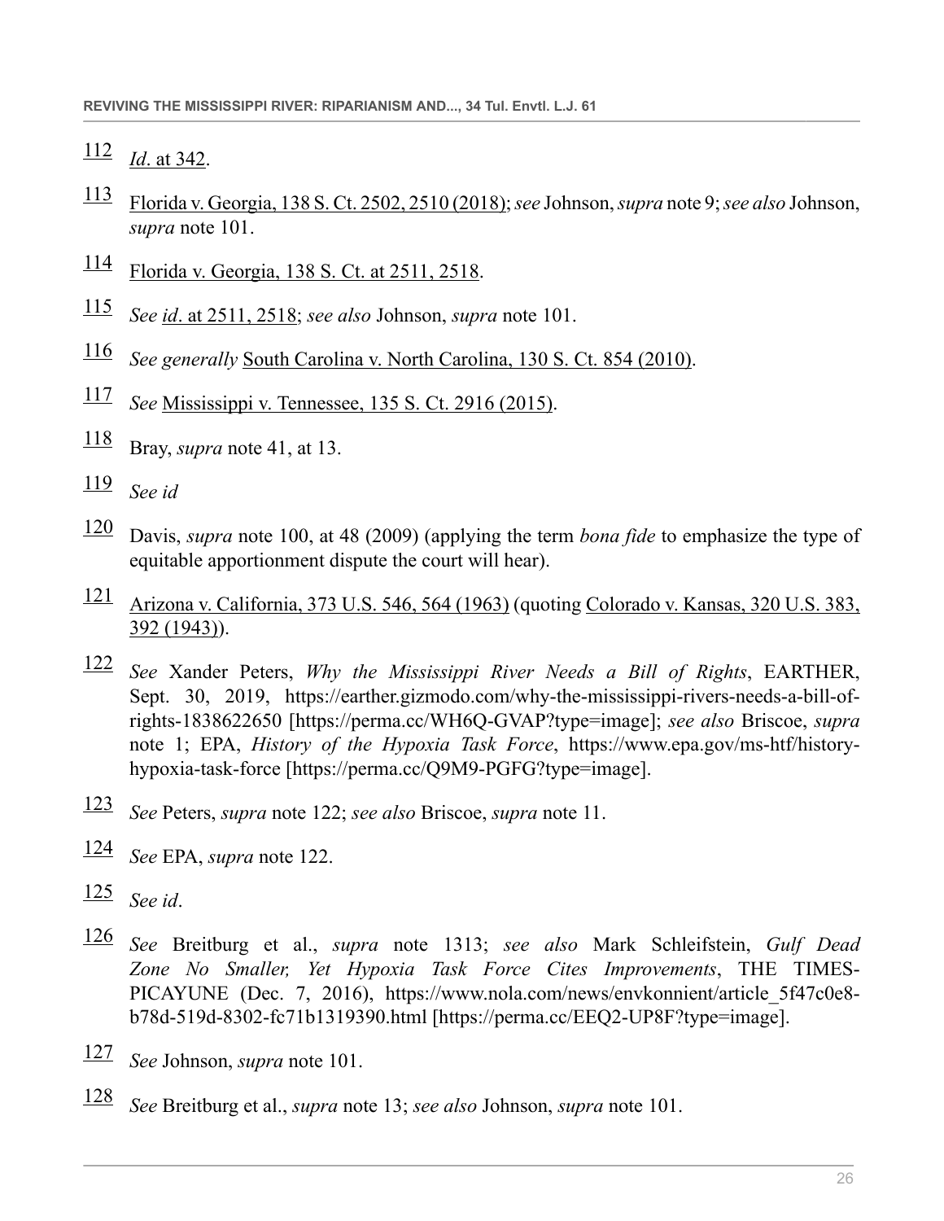[112] *Id*. at 342.

[113] Florida v. Georgia, 138 S. Ct. 2502, 2510 (2018); *see* Johnson, *supra* note 9; *see also* Johnson, *supra* note 101.

[114] Florida v. Georgia, 138 S. Ct. at 2511, 2518.

[115] *See id*. at 2511, 2518; *see also* Johnson, *supra* note 101.

[116] *See generally* South Carolina v. North Carolina, 130 S. Ct. 854 (2010).

[117] *See* Mississippi v. Tennessee, 135 S. Ct. 2916 (2015).

[118] Bray, *supra* note 41, at 13.

[119] *See id*

[120] Davis, *supra* note 100, at 48 (2009) (applying the term *bona fide* to emphasize the type of equitable apportionment dispute the court will hear).

[121] Arizona v. California, 373 U.S. 546, 564 (1963) (quoting Colorado v. Kansas, 320 U.S. 383, 392 (1943)).

[122] *See* Xander Peters, *Why the Mississippi River Needs a Bill of Rights*, EARTHER, Sept. 30, 2019, https://earther.gizmodo.com/why-the-mississippi-rivers-needs-a-bill-of-rights-1838622650 [https://perma.cc/WH6Q-GVAP?type=image]; *see also* Briscoe, *supra* note 1; EPA, *History of the Hypoxia Task Force*, https://www.epa.gov/ms-htf/history-hypoxia-task-force [https://perma.cc/Q9M9-PGFG?type=image].

[123] *See* Peters, *supra* note 122; *see also* Briscoe, *supra* note 11.

[124] *See* EPA, *supra* note 122.

[125] *See id*.

[126] *See* Breitburg et al., *supra* note 1313; *see also* Mark Schleifstein, *Gulf Dead Zone No Smaller, Yet Hypoxia Task Force Cites Improvements*, THE TIMES-PICAYUNE (Dec. 7, 2016), https://www.nola.com/news/envkonnient/article_5f47c0e8-b78d-519d-8302-fc71b1319390.html [https://perma.cc/EEQ2-UP8F?type=image].

[127] *See* Johnson, *supra* note 101.

[128] *See* Breitburg et al., *supra* note 13; *see also* Johnson, *supra* note 101.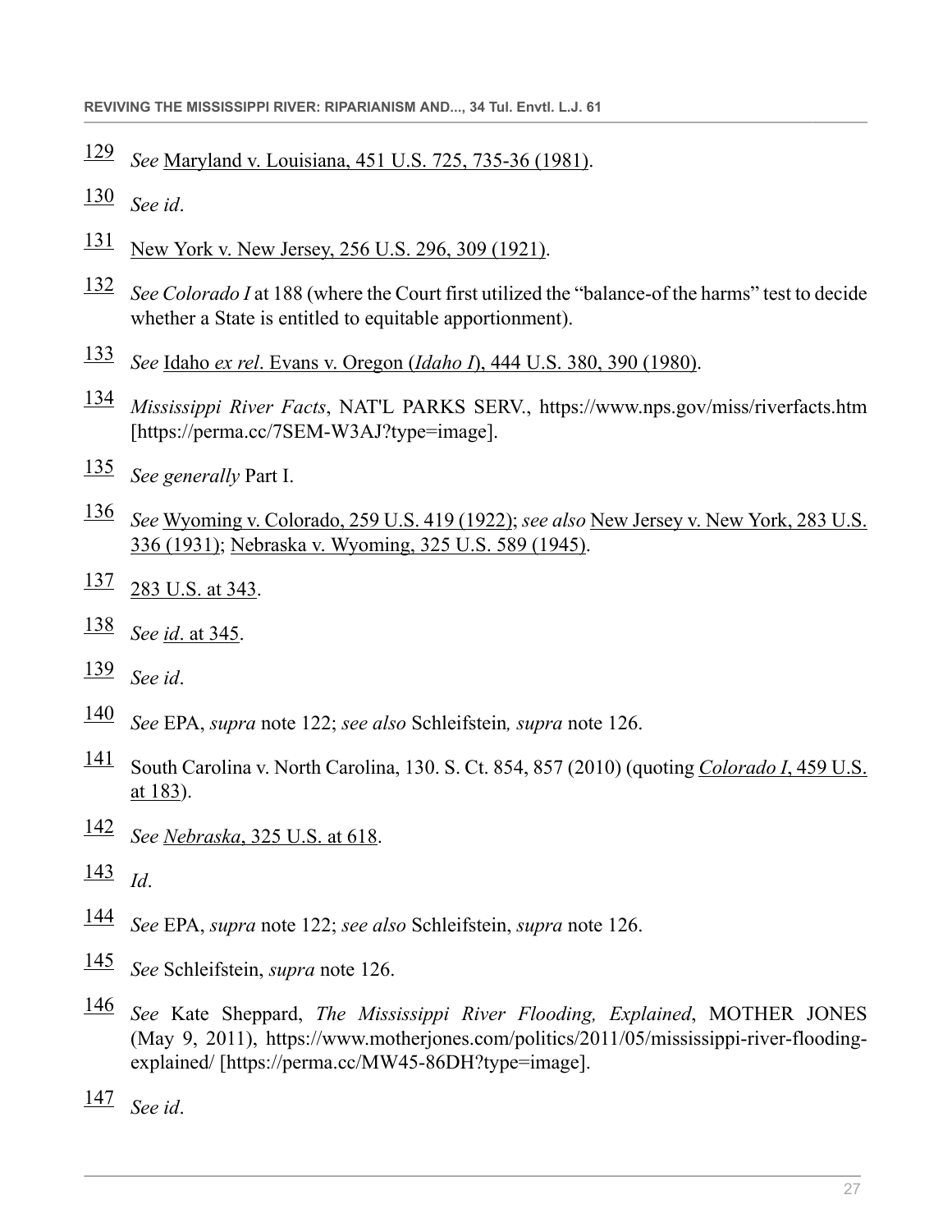129 *See* Maryland v. Louisiana, 451 U.S. 725, 735-36 (1981).

130 *See id*.

131 New York v. New Jersey, 256 U.S. 296, 309 (1921).

132 *See Colorado I* at 188 (where the Court first utilized the "balance-of the harms" test to decide whether a State is entitled to equitable apportionment).

133 *See* Idaho *ex rel*. Evans v. Oregon (*Idaho I*), 444 U.S. 380, 390 (1980).

134 *Mississippi River Facts*, NAT'L PARKS SERV., https://www.nps.gov/miss/riverfacts.htm [https://perma.cc/7SEM-W3AJ?type=image].

135 *See generally* Part I.

136 *See* Wyoming v. Colorado, 259 U.S. 419 (1922); *see also* New Jersey v. New York, 283 U.S. 336 (1931); Nebraska v. Wyoming, 325 U.S. 589 (1945).

137 283 U.S. at 343.

138 *See id*. at 345.

139 *See id*.

140 *See* EPA, *supra* note 122; *see also* Schleifstein*, supra* note 126.

141 South Carolina v. North Carolina, 130. S. Ct. 854, 857 (2010) (quoting *Colorado I*, 459 U.S. at 183).

142 *See Nebraska*, 325 U.S. at 618.

143 *Id*.

144 *See* EPA, *supra* note 122; *see also* Schleifstein, *supra* note 126.

145 *See* Schleifstein, *supra* note 126.

146 *See* Kate Sheppard, *The Mississippi River Flooding, Explained*, MOTHER JONES (May 9, 2011), https://www.motherjones.com/politics/2011/05/mississippi-river-flooding-explained/ [https://perma.cc/MW45-86DH?type=image].

147 *See id*.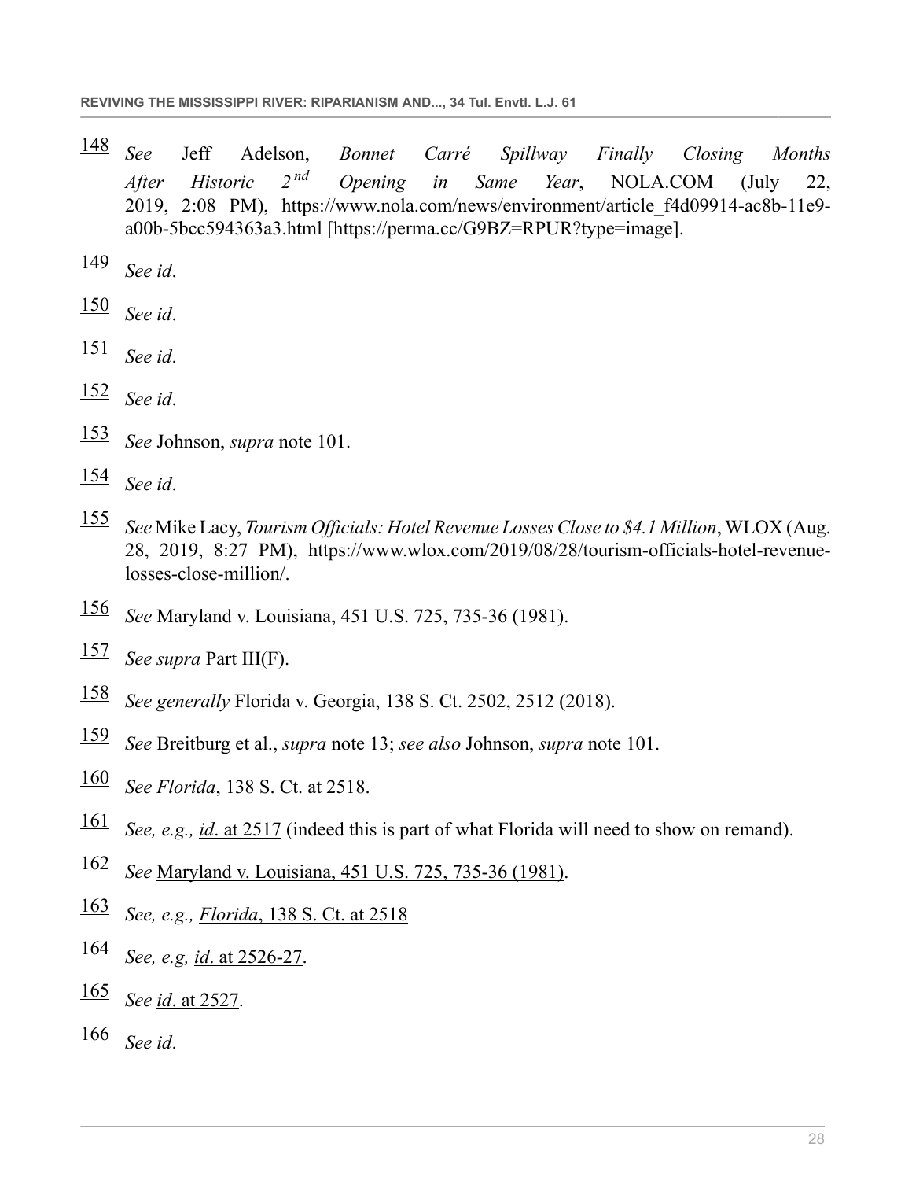148 *See* Jeff Adelson, *Bonnet Carré Spillway Finally Closing Months After Historic 2nd Opening in Same Year*, NOLA.COM (July 22, 2019, 2:08 PM), https://www.nola.com/news/environment/article_f4d09914-ac8b-11e9-a00b-5bcc594363a3.html [https://perma.cc/G9BZ=RPUR?type=image].

149 *See id*.

150 *See id*.

151 *See id*.

152 *See id*.

153 *See* Johnson, *supra* note 101.

154 *See id*.

155 *See* Mike Lacy, *Tourism Officials: Hotel Revenue Losses Close to $4.1 Million*, WLOX (Aug. 28, 2019, 8:27 PM), https://www.wlox.com/2019/08/28/tourism-officials-hotel-revenue-losses-close-million/.

156 *See* Maryland v. Louisiana, 451 U.S. 725, 735-36 (1981).

157 *See supra* Part III(F).

158 *See generally* Florida v. Georgia, 138 S. Ct. 2502, 2512 (2018).

159 *See* Breitburg et al., *supra* note 13; *see also* Johnson, *supra* note 101.

160 *See Florida*, 138 S. Ct. at 2518.

161 *See, e.g., id*. at 2517 (indeed this is part of what Florida will need to show on remand).

162 *See* Maryland v. Louisiana, 451 U.S. 725, 735-36 (1981).

163 *See, e.g., Florida*, 138 S. Ct. at 2518

164 *See, e.g, id*. at 2526-27.

165 *See id*. at 2527.

166 *See id*.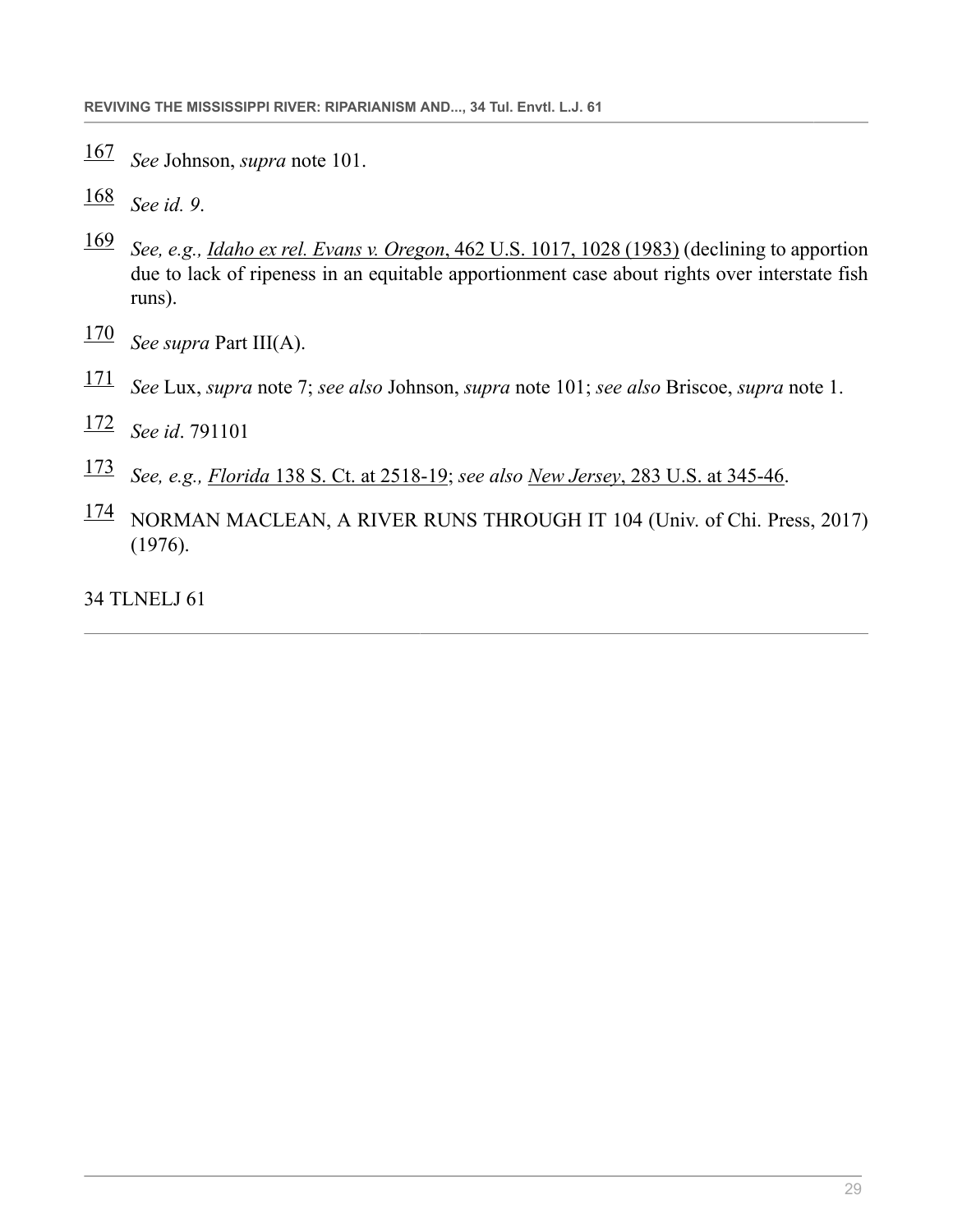167 *See* Johnson, *supra* note 101.

168 *See id. 9*.

169 *See, e.g., Idaho ex rel. Evans v. Oregon*, 462 U.S. 1017, 1028 (1983) (declining to apportion due to lack of ripeness in an equitable apportionment case about rights over interstate fish runs).

170 *See supra* Part III(A).

171 *See* Lux, *supra* note 7; *see also* Johnson, *supra* note 101; *see also* Briscoe, *supra* note 1.

172 *See id*. 791101

173 *See, e.g., Florida* 138 S. Ct. at 2518-19; *see also New Jersey*, 283 U.S. at 345-46.

174 NORMAN MACLEAN, A RIVER RUNS THROUGH IT 104 (Univ. of Chi. Press, 2017) (1976).

34 TLNELJ 61